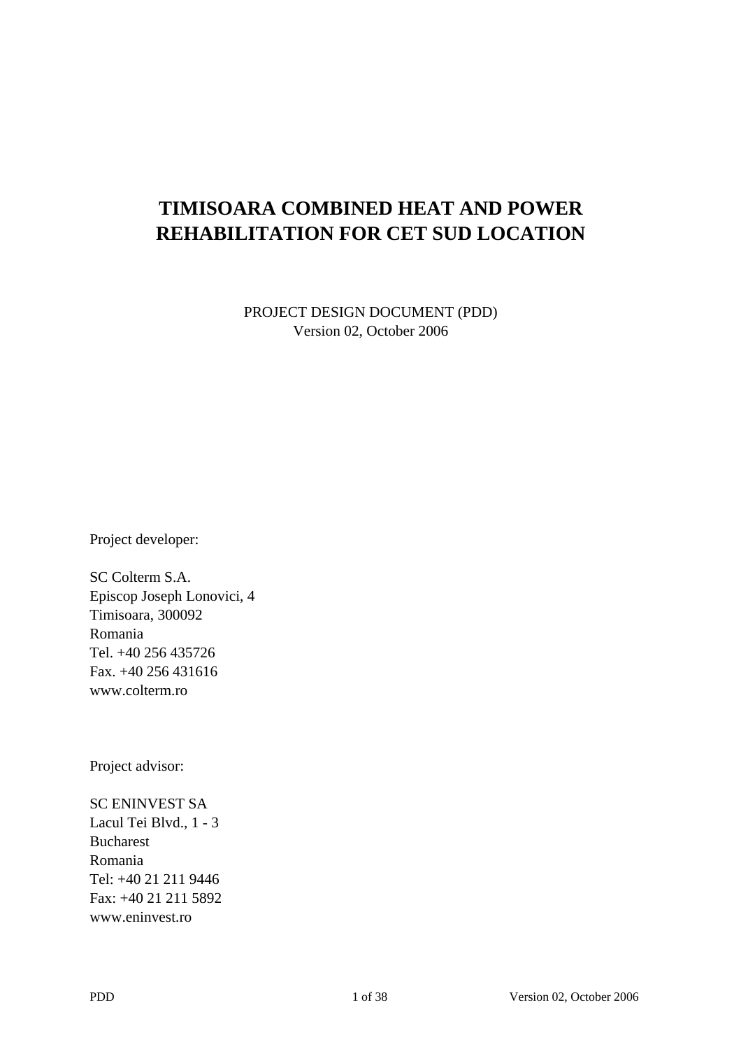# TIMISOARA COMBINED HEAT AND POWER REHABILITATION FOR CET SUD LOCATION

PROJECT DESIGN DOCUMENT (PDD)
Version 02, October 2006

Project developer:

SC Colterm S.A.
Episcop Joseph Lonovici, 4
Timisoara, 300092
Romania
Tel. +40 256 435726
Fax. +40 256 431616
www.colterm.ro

Project advisor:

SC ENINVEST SA
Lacul Tei Blvd., 1 - 3
Bucharest
Romania
Tel: +40 21 211 9446
Fax: +40 21 211 5892
www.eninvest.ro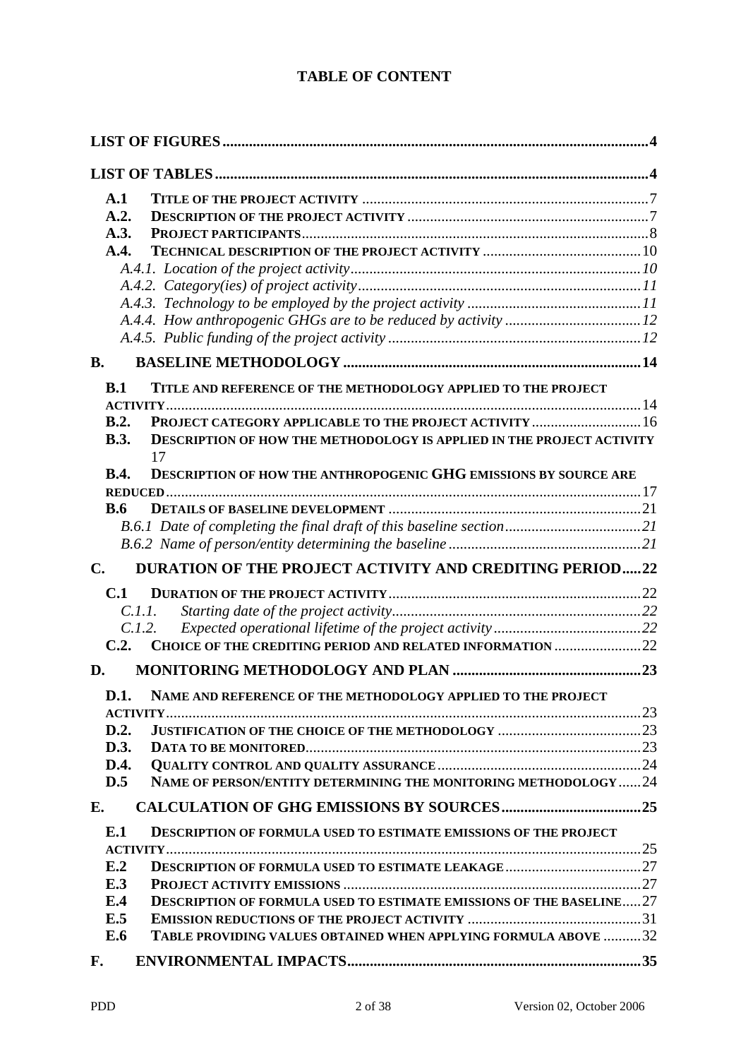# TABLE OF CONTENT

**LIST OF FIGURES** .......... 4

**LIST OF TABLES** .......... 4

- **A.1 TITLE OF THE PROJECT ACTIVITY** .......... 7
- **A.2. DESCRIPTION OF THE PROJECT ACTIVITY** .......... 7
- **A.3. PROJECT PARTICIPANTS** .......... 8
- **A.4. TECHNICAL DESCRIPTION OF THE PROJECT ACTIVITY** .......... 10
  - *A.4.1. Location of the project activity* .......... *10*
  - *A.4.2. Category(ies) of project activity* .......... *11*
  - *A.4.3. Technology to be employed by the project activity* .......... *11*
  - *A.4.4. How anthropogenic GHGs are to be reduced by activity* .......... *12*
  - *A.4.5. Public funding of the project activity* .......... *12*

**B. BASELINE METHODOLOGY** .......... 14

- **B.1 TITLE AND REFERENCE OF THE METHODOLOGY APPLIED TO THE PROJECT ACTIVITY** .......... 14
- **B.2. PROJECT CATEGORY APPLICABLE TO THE PROJECT ACTIVITY** .......... 16
- **B.3. DESCRIPTION OF HOW THE METHODOLOGY IS APPLIED IN THE PROJECT ACTIVITY** 17
- **B.4. DESCRIPTION OF HOW THE ANTHROPOGENIC GHG EMISSIONS BY SOURCE ARE REDUCED** .......... 17
- **B.6 DETAILS OF BASELINE DEVELOPMENT** .......... 21
  - *B.6.1 Date of completing the final draft of this baseline section* .......... *21*
  - *B.6.2 Name of person/entity determining the baseline* .......... *21*

**C. DURATION OF THE PROJECT ACTIVITY AND CREDITING PERIOD** .......... 22

- **C.1 DURATION OF THE PROJECT ACTIVITY** .......... 22
  - *C.1.1. Starting date of the project activity* .......... *22*
  - *C.1.2. Expected operational lifetime of the project activity* .......... *22*
- **C.2. CHOICE OF THE CREDITING PERIOD AND RELATED INFORMATION** .......... 22

**D. MONITORING METHODOLOGY AND PLAN** .......... 23

- **D.1. NAME AND REFERENCE OF THE METHODOLOGY APPLIED TO THE PROJECT ACTIVITY** .......... 23
- **D.2. JUSTIFICATION OF THE CHOICE OF THE METHODOLOGY** .......... 23
- **D.3. DATA TO BE MONITORED** .......... 23
- **D.4. QUALITY CONTROL AND QUALITY ASSURANCE** .......... 24
- **D.5 NAME OF PERSON/ENTITY DETERMINING THE MONITORING METHODOLOGY** .......... 24

**E. CALCULATION OF GHG EMISSIONS BY SOURCES** .......... 25

- **E.1 DESCRIPTION OF FORMULA USED TO ESTIMATE EMISSIONS OF THE PROJECT ACTIVITY** .......... 25
- **E.2 DESCRIPTION OF FORMULA USED TO ESTIMATE LEAKAGE** .......... 27
- **E.3 PROJECT ACTIVITY EMISSIONS** .......... 27
- **E.4 DESCRIPTION OF FORMULA USED TO ESTIMATE EMISSIONS OF THE BASELINE** .......... 27
- **E.5 EMISSION REDUCTIONS OF THE PROJECT ACTIVITY** .......... 31
- **E.6 TABLE PROVIDING VALUES OBTAINED WHEN APPLYING FORMULA ABOVE** .......... 32

**F. ENVIRONMENTAL IMPACTS** .......... 35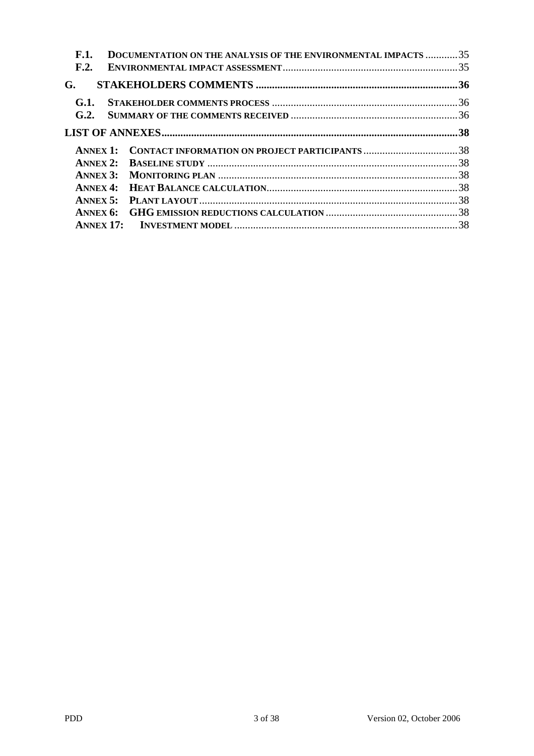- F.1. DOCUMENTATION ON THE ANALYSIS OF THE ENVIRONMENTAL IMPACTS ............35
- F.2. ENVIRONMENTAL IMPACT ASSESSMENT ............35

**G. STAKEHOLDERS COMMENTS ............36**

- G.1. STAKEHOLDER COMMENTS PROCESS ............36
- G.2. SUMMARY OF THE COMMENTS RECEIVED ............36

**LIST OF ANNEXES............38**

- ANNEX 1: CONTACT INFORMATION ON PROJECT PARTICIPANTS ............38
- ANNEX 2: BASELINE STUDY ............38
- ANNEX 3: MONITORING PLAN ............38
- ANNEX 4: HEAT BALANCE CALCULATION............38
- ANNEX 5: PLANT LAYOUT ............38
- ANNEX 6: GHG EMISSION REDUCTIONS CALCULATION ............38
- ANNEX 17: INVESTMENT MODEL ............38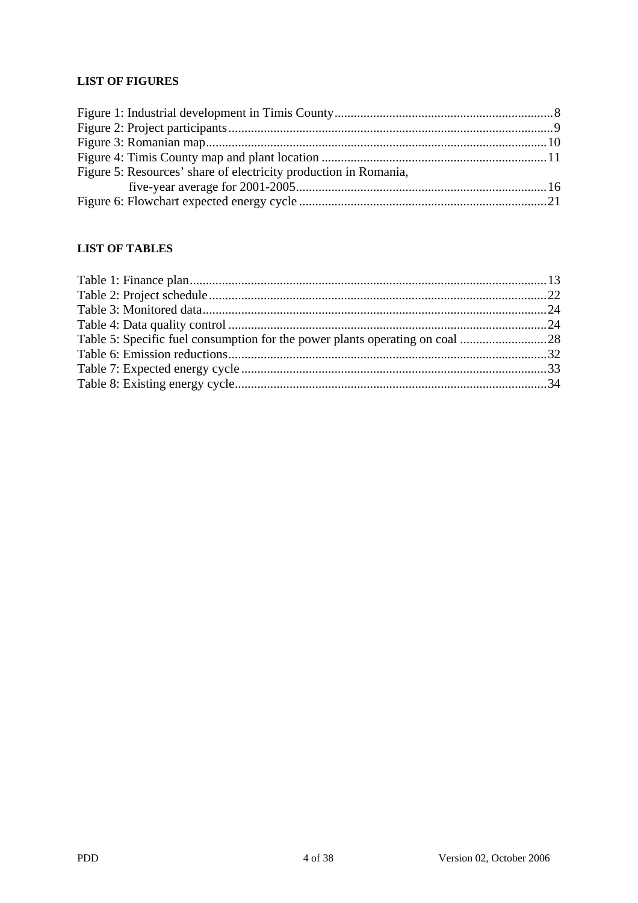**LIST OF FIGURES**

Figure 1: Industrial development in Timis County....................................................................8
Figure 2: Project participants....................................................................................................9
Figure 3: Romanian map.........................................................................................................10
Figure 4: Timis County map and plant location ......................................................................11
Figure 5: Resources' share of electricity production in Romania,
five-year average for 2001-2005.............................................................................16
Figure 6: Flowchart expected energy cycle ............................................................................21

**LIST OF TABLES**

Table 1: Finance plan..............................................................................................................13
Table 2: Project schedule........................................................................................................22
Table 3: Monitored data..........................................................................................................24
Table 4: Data quality control ..................................................................................................24
Table 5: Specific fuel consumption for the power plants operating on coal ...........................28
Table 6: Emission reductions..................................................................................................32
Table 7: Expected energy cycle ..............................................................................................33
Table 8: Existing energy cycle................................................................................................34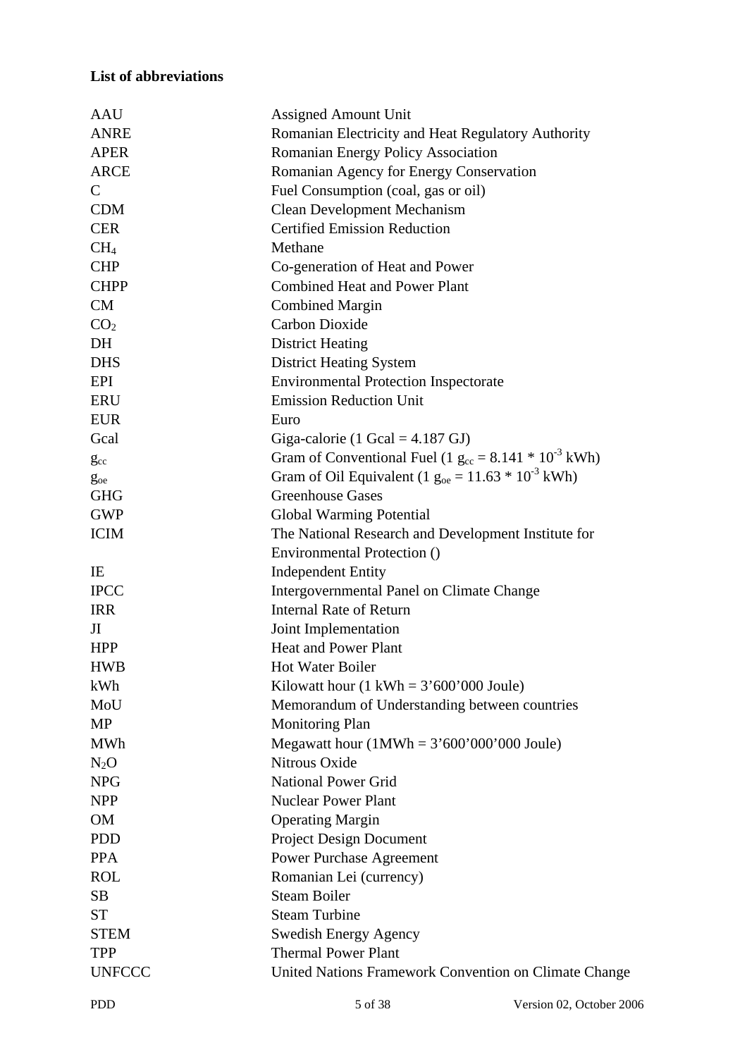**List of abbreviations**

| | |
|---|---|
| AAU | Assigned Amount Unit |
| ANRE | Romanian Electricity and Heat Regulatory Authority |
| APER | Romanian Energy Policy Association |
| ARCE | Romanian Agency for Energy Conservation |
| C | Fuel Consumption (coal, gas or oil) |
| CDM | Clean Development Mechanism |
| CER | Certified Emission Reduction |
| $CH_4$ | Methane |
| CHP | Co-generation of Heat and Power |
| CHPP | Combined Heat and Power Plant |
| CM | Combined Margin |
| $CO_2$ | Carbon Dioxide |
| DH | District Heating |
| DHS | District Heating System |
| EPI | Environmental Protection Inspectorate |
| ERU | Emission Reduction Unit |
| EUR | Euro |
| Gcal | Giga-calorie (1 Gcal = 4.187 GJ) |
| $g_{cc}$ | Gram of Conventional Fuel (1 $g_{cc} = 8.141 * 10^{-3}$ kWh) |
| $g_{oe}$ | Gram of Oil Equivalent (1 $g_{oe} = 11.63 * 10^{-3}$ kWh) |
| GHG | Greenhouse Gases |
| GWP | Global Warming Potential |
| ICIM | The National Research and Development Institute for Environmental Protection () |
| IE | Independent Entity |
| IPCC | Intergovernmental Panel on Climate Change |
| IRR | Internal Rate of Return |
| JI | Joint Implementation |
| HPP | Heat and Power Plant |
| HWB | Hot Water Boiler |
| kWh | Kilowatt hour (1 kWh = 3’600’000 Joule) |
| MoU | Memorandum of Understanding between countries |
| MP | Monitoring Plan |
| MWh | Megawatt hour (1MWh = 3’600’000’000 Joule) |
| $N_2O$ | Nitrous Oxide |
| NPG | National Power Grid |
| NPP | Nuclear Power Plant |
| OM | Operating Margin |
| PDD | Project Design Document |
| PPA | Power Purchase Agreement |
| ROL | Romanian Lei (currency) |
| SB | Steam Boiler |
| ST | Steam Turbine |
| STEM | Swedish Energy Agency |
| TPP | Thermal Power Plant |
| UNFCCC | United Nations Framework Convention on Climate Change |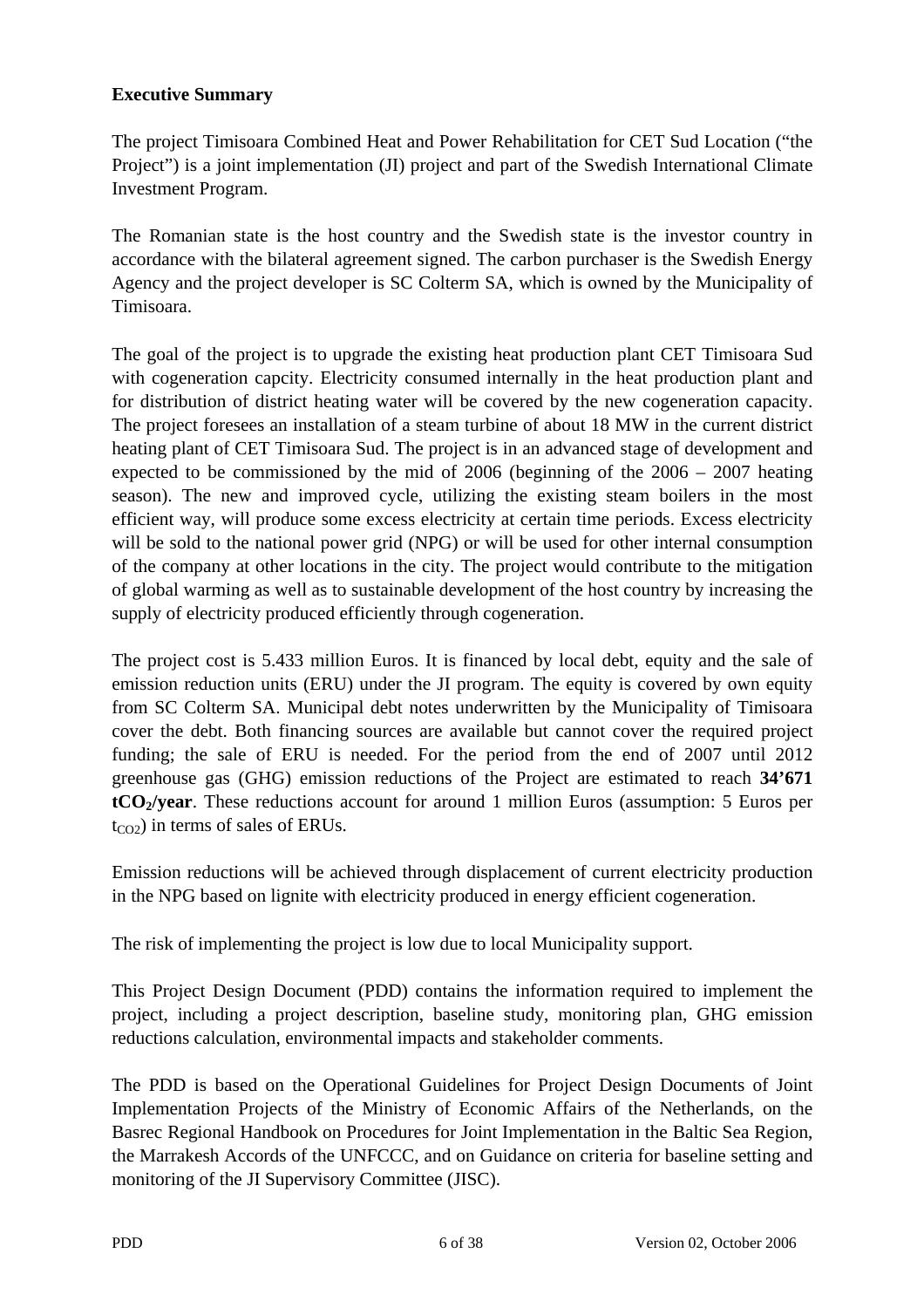**Executive Summary**

The project Timisoara Combined Heat and Power Rehabilitation for CET Sud Location ("the Project") is a joint implementation (JI) project and part of the Swedish International Climate Investment Program.

The Romanian state is the host country and the Swedish state is the investor country in accordance with the bilateral agreement signed. The carbon purchaser is the Swedish Energy Agency and the project developer is SC Colterm SA, which is owned by the Municipality of Timisoara.

The goal of the project is to upgrade the existing heat production plant CET Timisoara Sud with cogeneration capcity. Electricity consumed internally in the heat production plant and for distribution of district heating water will be covered by the new cogeneration capacity. The project foresees an installation of a steam turbine of about 18 MW in the current district heating plant of CET Timisoara Sud. The project is in an advanced stage of development and expected to be commissioned by the mid of 2006 (beginning of the 2006 – 2007 heating season). The new and improved cycle, utilizing the existing steam boilers in the most efficient way, will produce some excess electricity at certain time periods. Excess electricity will be sold to the national power grid (NPG) or will be used for other internal consumption of the company at other locations in the city. The project would contribute to the mitigation of global warming as well as to sustainable development of the host country by increasing the supply of electricity produced efficiently through cogeneration.

The project cost is 5.433 million Euros. It is financed by local debt, equity and the sale of emission reduction units (ERU) under the JI program. The equity is covered by own equity from SC Colterm SA. Municipal debt notes underwritten by the Municipality of Timisoara cover the debt. Both financing sources are available but cannot cover the required project funding; the sale of ERU is needed. For the period from the end of 2007 until 2012 greenhouse gas (GHG) emission reductions of the Project are estimated to reach **34'671 t$CO_2$/year**. These reductions account for around 1 million Euros (assumption: 5 Euros per $t_{CO2}$) in terms of sales of ERUs.

Emission reductions will be achieved through displacement of current electricity production in the NPG based on lignite with electricity produced in energy efficient cogeneration.

The risk of implementing the project is low due to local Municipality support.

This Project Design Document (PDD) contains the information required to implement the project, including a project description, baseline study, monitoring plan, GHG emission reductions calculation, environmental impacts and stakeholder comments.

The PDD is based on the Operational Guidelines for Project Design Documents of Joint Implementation Projects of the Ministry of Economic Affairs of the Netherlands, on the Basrec Regional Handbook on Procedures for Joint Implementation in the Baltic Sea Region, the Marrakesh Accords of the UNFCCC, and on Guidance on criteria for baseline setting and monitoring of the JI Supervisory Committee (JISC).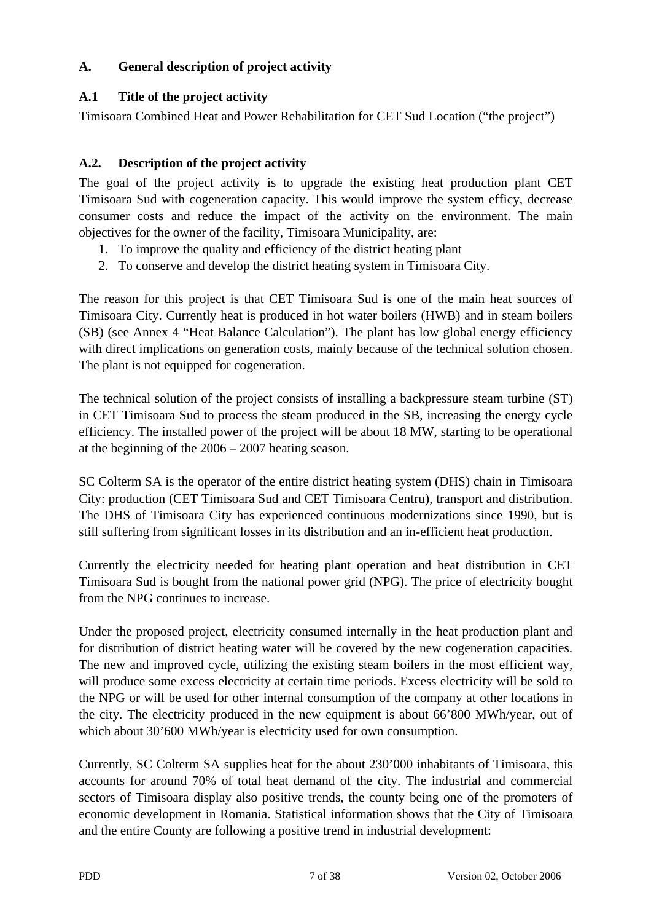## A. General description of project activity

### A.1 Title of the project activity

Timisoara Combined Heat and Power Rehabilitation for CET Sud Location ("the project")

### A.2. Description of the project activity

The goal of the project activity is to upgrade the existing heat production plant CET Timisoara Sud with cogeneration capacity. This would improve the system efficy, decrease consumer costs and reduce the impact of the activity on the environment. The main objectives for the owner of the facility, Timisoara Municipality, are:

1. To improve the quality and efficiency of the district heating plant
2. To conserve and develop the district heating system in Timisoara City.

The reason for this project is that CET Timisoara Sud is one of the main heat sources of Timisoara City. Currently heat is produced in hot water boilers (HWB) and in steam boilers (SB) (see Annex 4 "Heat Balance Calculation"). The plant has low global energy efficiency with direct implications on generation costs, mainly because of the technical solution chosen. The plant is not equipped for cogeneration.

The technical solution of the project consists of installing a backpressure steam turbine (ST) in CET Timisoara Sud to process the steam produced in the SB, increasing the energy cycle efficiency. The installed power of the project will be about 18 MW, starting to be operational at the beginning of the 2006 – 2007 heating season.

SC Colterm SA is the operator of the entire district heating system (DHS) chain in Timisoara City: production (CET Timisoara Sud and CET Timisoara Centru), transport and distribution. The DHS of Timisoara City has experienced continuous modernizations since 1990, but is still suffering from significant losses in its distribution and an in-efficient heat production.

Currently the electricity needed for heating plant operation and heat distribution in CET Timisoara Sud is bought from the national power grid (NPG). The price of electricity bought from the NPG continues to increase.

Under the proposed project, electricity consumed internally in the heat production plant and for distribution of district heating water will be covered by the new cogeneration capacities. The new and improved cycle, utilizing the existing steam boilers in the most efficient way, will produce some excess electricity at certain time periods. Excess electricity will be sold to the NPG or will be used for other internal consumption of the company at other locations in the city. The electricity produced in the new equipment is about 66'800 MWh/year, out of which about 30'600 MWh/year is electricity used for own consumption.

Currently, SC Colterm SA supplies heat for the about 230'000 inhabitants of Timisoara, this accounts for around 70% of total heat demand of the city. The industrial and commercial sectors of Timisoara display also positive trends, the county being one of the promoters of economic development in Romania. Statistical information shows that the City of Timisoara and the entire County are following a positive trend in industrial development: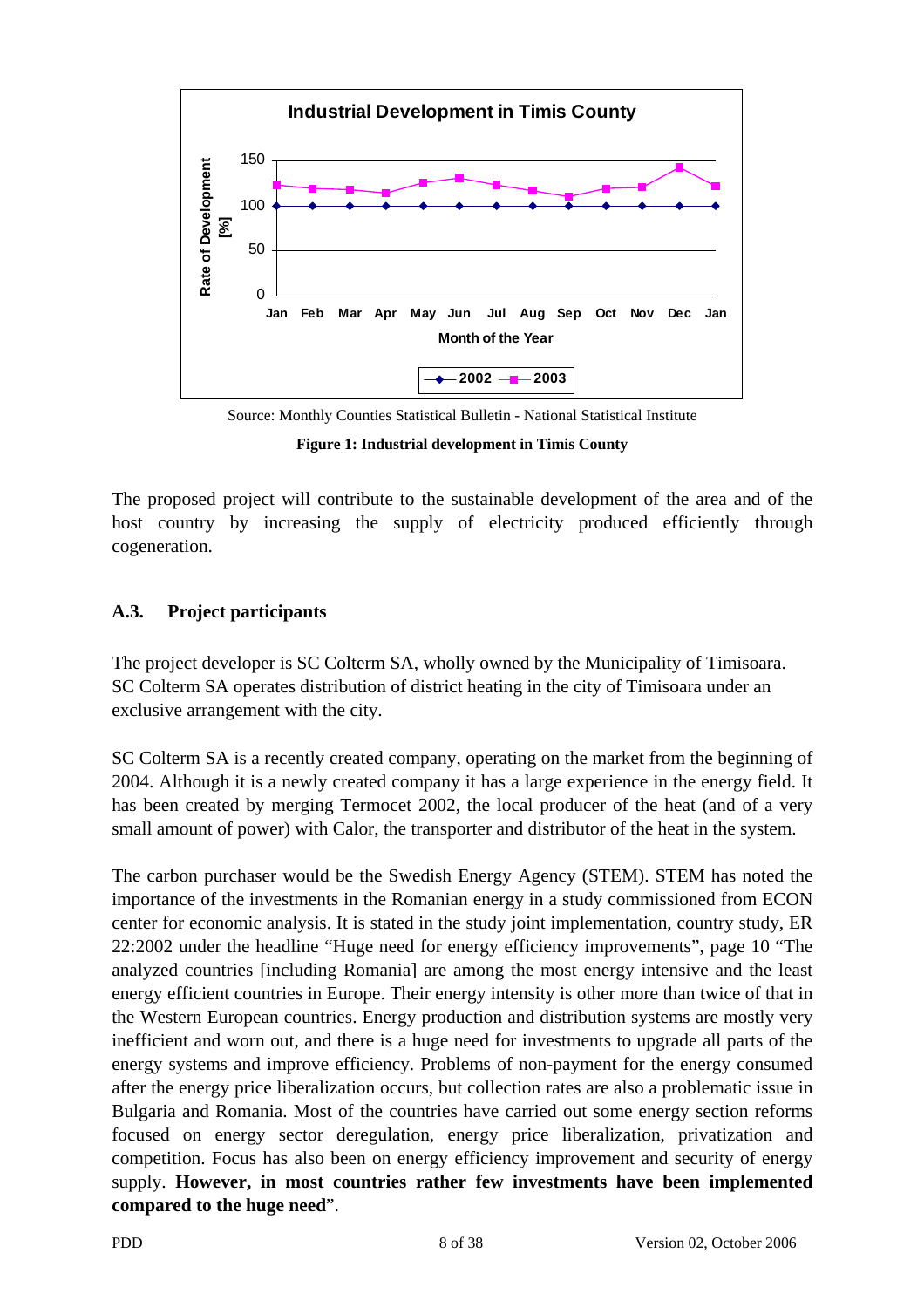Source: Monthly Counties Statistical Bulletin - National Statistical Institute

**Figure 1: Industrial development in Timis County**

The proposed project will contribute to the sustainable development of the area and of the host country by increasing the supply of electricity produced efficiently through cogeneration.

## A.3. Project participants

The project developer is SC Colterm SA, wholly owned by the Municipality of Timisoara. SC Colterm SA operates distribution of district heating in the city of Timisoara under an exclusive arrangement with the city.

SC Colterm SA is a recently created company, operating on the market from the beginning of 2004. Although it is a newly created company it has a large experience in the energy field. It has been created by merging Termocet 2002, the local producer of the heat (and of a very small amount of power) with Calor, the transporter and distributor of the heat in the system.

The carbon purchaser would be the Swedish Energy Agency (STEM). STEM has noted the importance of the investments in the Romanian energy in a study commissioned from ECON center for economic analysis. It is stated in the study joint implementation, country study, ER 22:2002 under the headline "Huge need for energy efficiency improvements", page 10 "The analyzed countries [including Romania] are among the most energy intensive and the least energy efficient countries in Europe. Their energy intensity is other more than twice of that in the Western European countries. Energy production and distribution systems are mostly very inefficient and worn out, and there is a huge need for investments to upgrade all parts of the energy systems and improve efficiency. Problems of non-payment for the energy consumed after the energy price liberalization occurs, but collection rates are also a problematic issue in Bulgaria and Romania. Most of the countries have carried out some energy section reforms focused on energy sector deregulation, energy price liberalization, privatization and competition. Focus has also been on energy efficiency improvement and security of energy supply. **However, in most countries rather few investments have been implemented compared to the huge need**".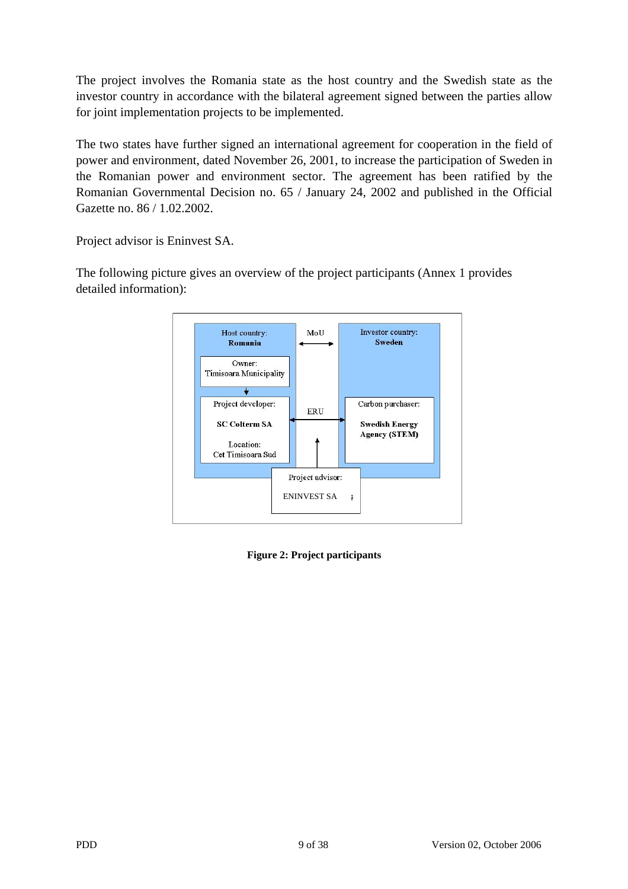The project involves the Romania state as the host country and the Swedish state as the investor country in accordance with the bilateral agreement signed between the parties allow for joint implementation projects to be implemented.

The two states have further signed an international agreement for cooperation in the field of power and environment, dated November 26, 2001, to increase the participation of Sweden in the Romanian power and environment sector. The agreement has been ratified by the Romanian Governmental Decision no. 65 / January 24, 2002 and published in the Official Gazette no. 86 / 1.02.2002.

Project advisor is Eninvest SA.

The following picture gives an overview of the project participants (Annex 1 provides detailed information):

Host country: **Romania**

Owner: Timisoara Municipality

Project developer: **SC Colterm SA**

Location: Cet Timisoara Sud

MoU

ERU

Investor country: **Sweden**

Carbon purchaser: **Swedish Energy Agency (STEM)**

Project advisor: ENINVEST SA

**Figure 2: Project participants**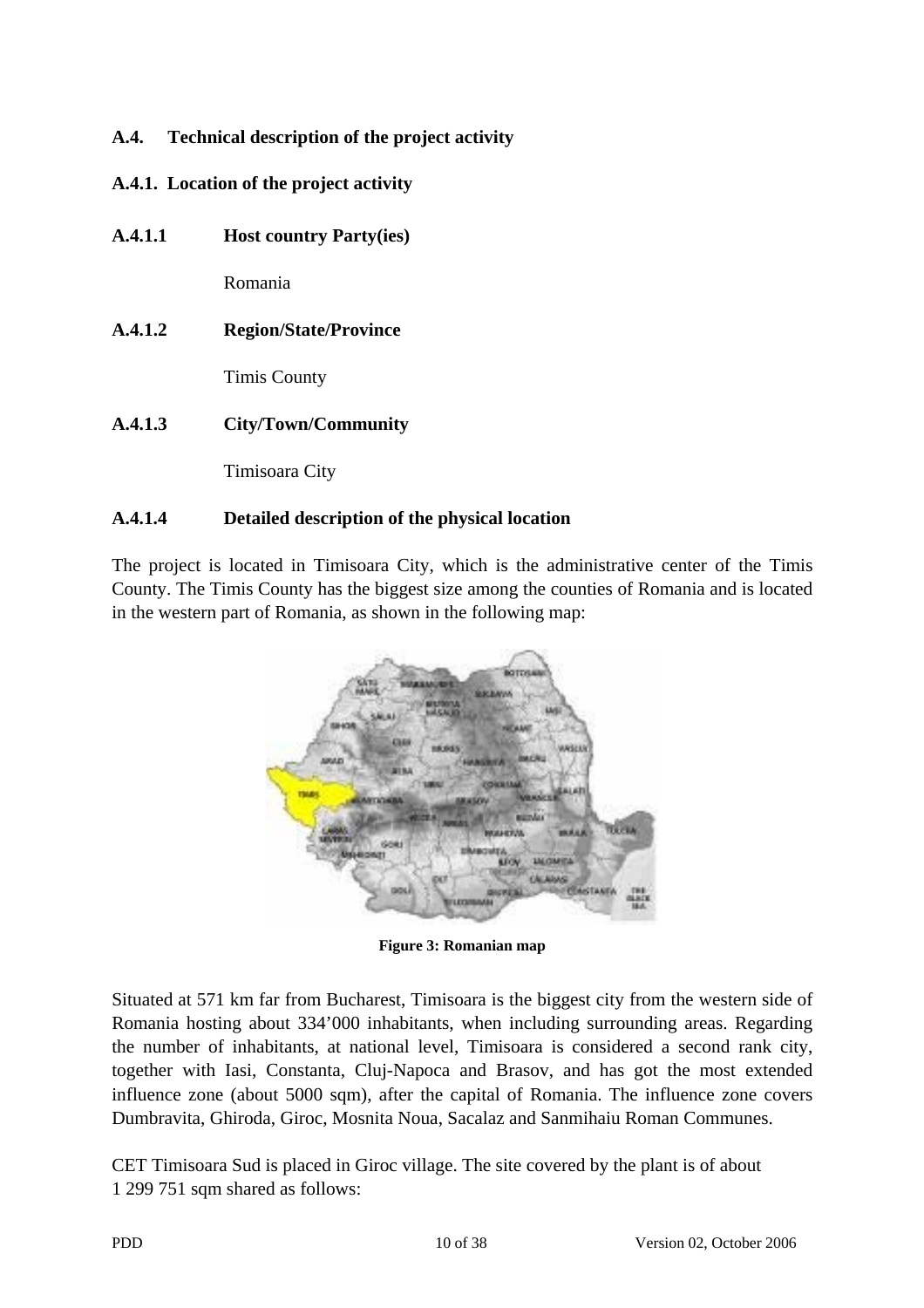### A.4. Technical description of the project activity

#### A.4.1. Location of the project activity

##### A.4.1.1 Host country Party(ies)

Romania

##### A.4.1.2 Region/State/Province

Timis County

##### A.4.1.3 City/Town/Community

Timisoara City

##### A.4.1.4 Detailed description of the physical location

The project is located in Timisoara City, which is the administrative center of the Timis County. The Timis County has the biggest size among the counties of Romania and is located in the western part of Romania, as shown in the following map:

**Figure 3: Romanian map**

Situated at 571 km far from Bucharest, Timisoara is the biggest city from the western side of Romania hosting about 334'000 inhabitants, when including surrounding areas. Regarding the number of inhabitants, at national level, Timisoara is considered a second rank city, together with Iasi, Constanta, Cluj-Napoca and Brasov, and has got the most extended influence zone (about 5000 sqm), after the capital of Romania. The influence zone covers Dumbravita, Ghiroda, Giroc, Mosnita Noua, Sacalaz and Sanmihaiu Roman Communes.

CET Timisoara Sud is placed in Giroc village. The site covered by the plant is of about 1 299 751 sqm shared as follows: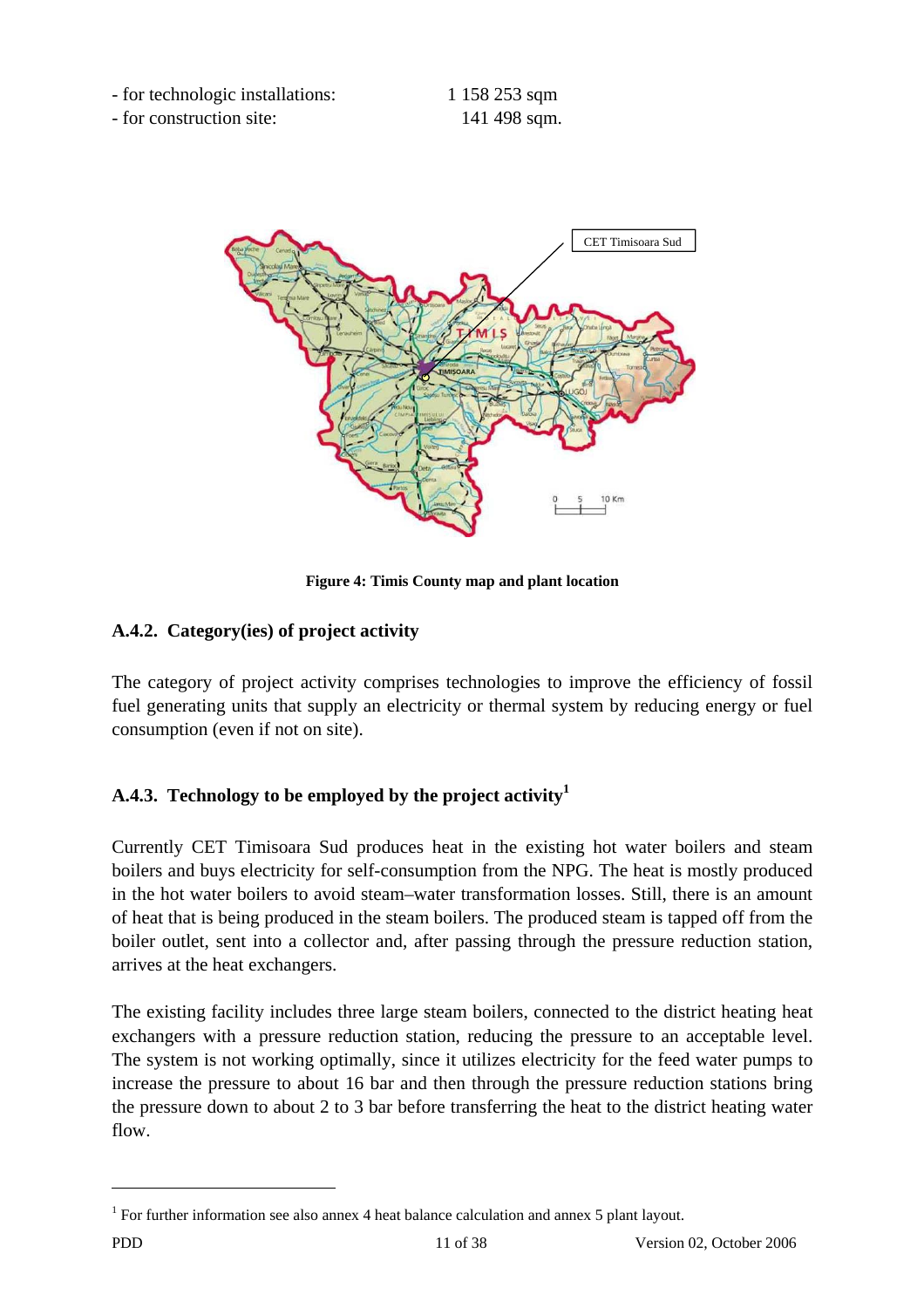- for technologic installations: 1 158 253 sqm
- for construction site: 141 498 sqm.

Figure 4: Timis County map and plant location

### A.4.2. Category(ies) of project activity

The category of project activity comprises technologies to improve the efficiency of fossil fuel generating units that supply an electricity or thermal system by reducing energy or fuel consumption (even if not on site).

### A.4.3. Technology to be employed by the project activity[1]

Currently CET Timisoara Sud produces heat in the existing hot water boilers and steam boilers and buys electricity for self-consumption from the NPG. The heat is mostly produced in the hot water boilers to avoid steam–water transformation losses. Still, there is an amount of heat that is being produced in the steam boilers. The produced steam is tapped off from the boiler outlet, sent into a collector and, after passing through the pressure reduction station, arrives at the heat exchangers.

The existing facility includes three large steam boilers, connected to the district heating heat exchangers with a pressure reduction station, reducing the pressure to an acceptable level. The system is not working optimally, since it utilizes electricity for the feed water pumps to increase the pressure to about 16 bar and then through the pressure reduction stations bring the pressure down to about 2 to 3 bar before transferring the heat to the district heating water flow.

[1] For further information see also annex 4 heat balance calculation and annex 5 plant layout.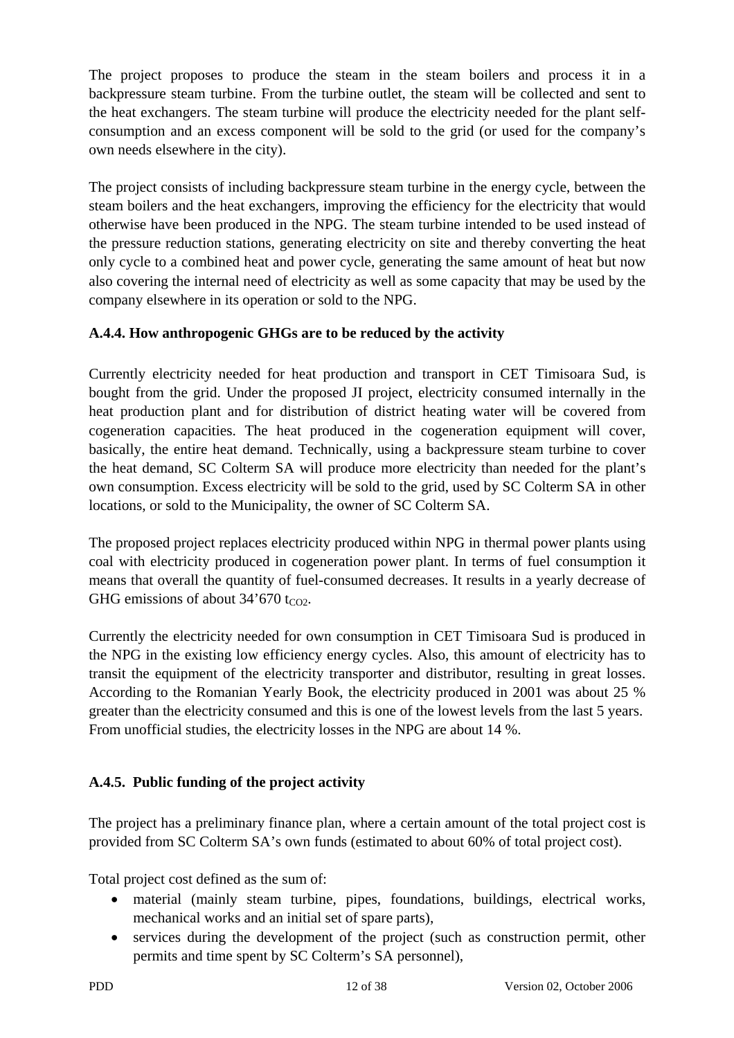The project proposes to produce the steam in the steam boilers and process it in a backpressure steam turbine. From the turbine outlet, the steam will be collected and sent to the heat exchangers. The steam turbine will produce the electricity needed for the plant self-consumption and an excess component will be sold to the grid (or used for the company's own needs elsewhere in the city).

The project consists of including backpressure steam turbine in the energy cycle, between the steam boilers and the heat exchangers, improving the efficiency for the electricity that would otherwise have been produced in the NPG. The steam turbine intended to be used instead of the pressure reduction stations, generating electricity on site and thereby converting the heat only cycle to a combined heat and power cycle, generating the same amount of heat but now also covering the internal need of electricity as well as some capacity that may be used by the company elsewhere in its operation or sold to the NPG.

### A.4.4. How anthropogenic GHGs are to be reduced by the activity

Currently electricity needed for heat production and transport in CET Timisoara Sud, is bought from the grid. Under the proposed JI project, electricity consumed internally in the heat production plant and for distribution of district heating water will be covered from cogeneration capacities. The heat produced in the cogeneration equipment will cover, basically, the entire heat demand. Technically, using a backpressure steam turbine to cover the heat demand, SC Colterm SA will produce more electricity than needed for the plant's own consumption. Excess electricity will be sold to the grid, used by SC Colterm SA in other locations, or sold to the Municipality, the owner of SC Colterm SA.

The proposed project replaces electricity produced within NPG in thermal power plants using coal with electricity produced in cogeneration power plant. In terms of fuel consumption it means that overall the quantity of fuel-consumed decreases. It results in a yearly decrease of GHG emissions of about 34'670 $t_{CO2}$.

Currently the electricity needed for own consumption in CET Timisoara Sud is produced in the NPG in the existing low efficiency energy cycles. Also, this amount of electricity has to transit the equipment of the electricity transporter and distributor, resulting in great losses. According to the Romanian Yearly Book, the electricity produced in 2001 was about 25 % greater than the electricity consumed and this is one of the lowest levels from the last 5 years. From unofficial studies, the electricity losses in the NPG are about 14 %.

### A.4.5. Public funding of the project activity

The project has a preliminary finance plan, where a certain amount of the total project cost is provided from SC Colterm SA's own funds (estimated to about 60% of total project cost).

Total project cost defined as the sum of:

- material (mainly steam turbine, pipes, foundations, buildings, electrical works, mechanical works and an initial set of spare parts),
- services during the development of the project (such as construction permit, other permits and time spent by SC Colterm's SA personnel),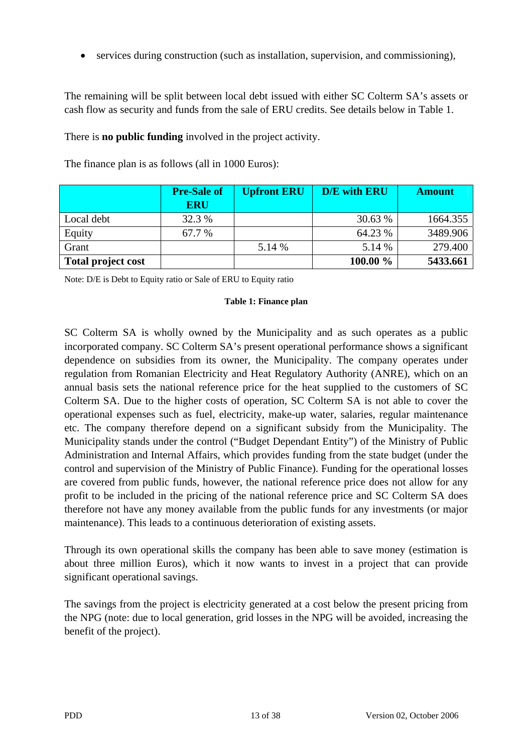- services during construction (such as installation, supervision, and commissioning),

The remaining will be split between local debt issued with either SC Colterm SA's assets or cash flow as security and funds from the sale of ERU credits. See details below in Table 1.

There is **no public funding** involved in the project activity.

The finance plan is as follows (all in 1000 Euros):

| | Pre-Sale of ERU | Upfront ERU | D/E with ERU | Amount |
|---|---|---|---|---|
| Local debt | 32.3 % | | 30.63 % | 1664.355 |
| Equity | 67.7 % | | 64.23 % | 3489.906 |
| Grant | | 5.14 % | 5.14 % | 279.400 |
| **Total project cost** | | | **100.00 %** | **5433.661** |

Note: D/E is Debt to Equity ratio or Sale of ERU to Equity ratio

**Table 1: Finance plan**

SC Colterm SA is wholly owned by the Municipality and as such operates as a public incorporated company. SC Colterm SA's present operational performance shows a significant dependence on subsidies from its owner, the Municipality. The company operates under regulation from Romanian Electricity and Heat Regulatory Authority (ANRE), which on an annual basis sets the national reference price for the heat supplied to the customers of SC Colterm SA. Due to the higher costs of operation, SC Colterm SA is not able to cover the operational expenses such as fuel, electricity, make-up water, salaries, regular maintenance etc. The company therefore depend on a significant subsidy from the Municipality. The Municipality stands under the control ("Budget Dependant Entity") of the Ministry of Public Administration and Internal Affairs, which provides funding from the state budget (under the control and supervision of the Ministry of Public Finance). Funding for the operational losses are covered from public funds, however, the national reference price does not allow for any profit to be included in the pricing of the national reference price and SC Colterm SA does therefore not have any money available from the public funds for any investments (or major maintenance). This leads to a continuous deterioration of existing assets.

Through its own operational skills the company has been able to save money (estimation is about three million Euros), which it now wants to invest in a project that can provide significant operational savings.

The savings from the project is electricity generated at a cost below the present pricing from the NPG (note: due to local generation, grid losses in the NPG will be avoided, increasing the benefit of the project).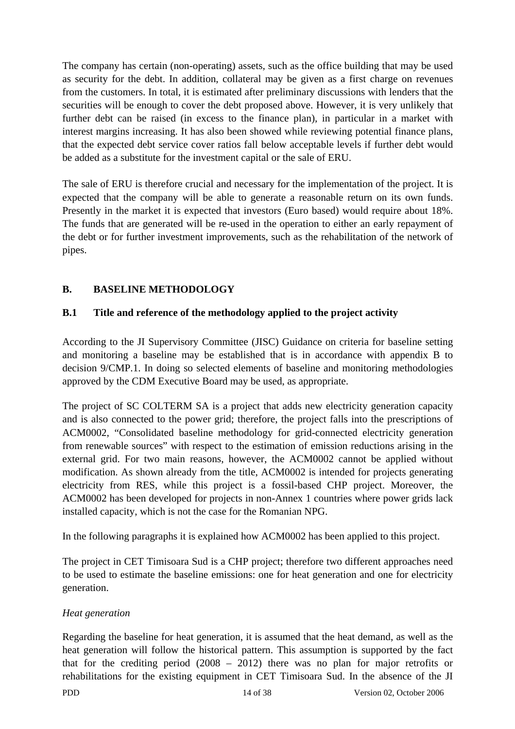The company has certain (non-operating) assets, such as the office building that may be used as security for the debt. In addition, collateral may be given as a first charge on revenues from the customers. In total, it is estimated after preliminary discussions with lenders that the securities will be enough to cover the debt proposed above. However, it is very unlikely that further debt can be raised (in excess to the finance plan), in particular in a market with interest margins increasing. It has also been showed while reviewing potential finance plans, that the expected debt service cover ratios fall below acceptable levels if further debt would be added as a substitute for the investment capital or the sale of ERU.

The sale of ERU is therefore crucial and necessary for the implementation of the project. It is expected that the company will be able to generate a reasonable return on its own funds. Presently in the market it is expected that investors (Euro based) would require about 18%. The funds that are generated will be re-used in the operation to either an early repayment of the debt or for further investment improvements, such as the rehabilitation of the network of pipes.

## B. BASELINE METHODOLOGY

### B.1 Title and reference of the methodology applied to the project activity

According to the JI Supervisory Committee (JISC) Guidance on criteria for baseline setting and monitoring a baseline may be established that is in accordance with appendix B to decision 9/CMP.1. In doing so selected elements of baseline and monitoring methodologies approved by the CDM Executive Board may be used, as appropriate.

The project of SC COLTERM SA is a project that adds new electricity generation capacity and is also connected to the power grid; therefore, the project falls into the prescriptions of ACM0002, "Consolidated baseline methodology for grid-connected electricity generation from renewable sources" with respect to the estimation of emission reductions arising in the external grid. For two main reasons, however, the ACM0002 cannot be applied without modification. As shown already from the title, ACM0002 is intended for projects generating electricity from RES, while this project is a fossil-based CHP project. Moreover, the ACM0002 has been developed for projects in non-Annex 1 countries where power grids lack installed capacity, which is not the case for the Romanian NPG.

In the following paragraphs it is explained how ACM0002 has been applied to this project.

The project in CET Timisoara Sud is a CHP project; therefore two different approaches need to be used to estimate the baseline emissions: one for heat generation and one for electricity generation.

*Heat generation*

Regarding the baseline for heat generation, it is assumed that the heat demand, as well as the heat generation will follow the historical pattern. This assumption is supported by the fact that for the crediting period (2008 – 2012) there was no plan for major retrofits or rehabilitations for the existing equipment in CET Timisoara Sud. In the absence of the JI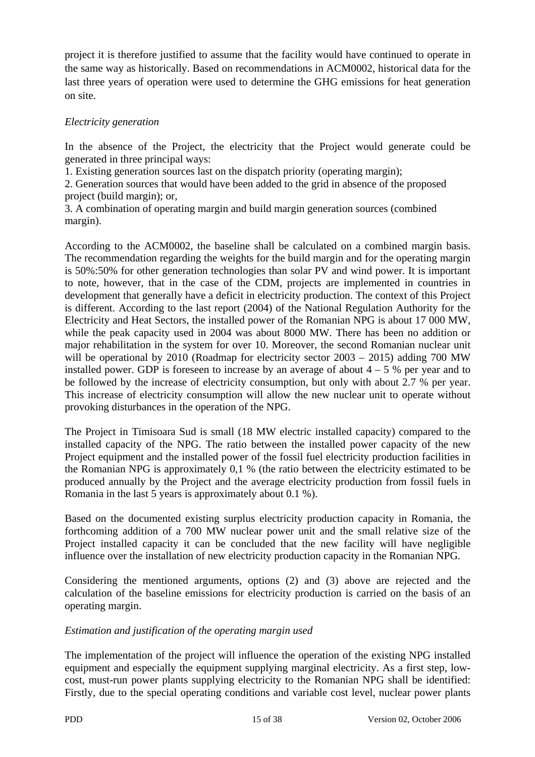project it is therefore justified to assume that the facility would have continued to operate in the same way as historically. Based on recommendations in ACM0002, historical data for the last three years of operation were used to determine the GHG emissions for heat generation on site.

*Electricity generation*

In the absence of the Project, the electricity that the Project would generate could be generated in three principal ways:

1. Existing generation sources last on the dispatch priority (operating margin);
2. Generation sources that would have been added to the grid in absence of the proposed project (build margin); or,
3. A combination of operating margin and build margin generation sources (combined margin).

According to the ACM0002, the baseline shall be calculated on a combined margin basis. The recommendation regarding the weights for the build margin and for the operating margin is 50%:50% for other generation technologies than solar PV and wind power. It is important to note, however, that in the case of the CDM, projects are implemented in countries in development that generally have a deficit in electricity production. The context of this Project is different. According to the last report (2004) of the National Regulation Authority for the Electricity and Heat Sectors, the installed power of the Romanian NPG is about 17 000 MW, while the peak capacity used in 2004 was about 8000 MW. There has been no addition or major rehabilitation in the system for over 10. Moreover, the second Romanian nuclear unit will be operational by 2010 (Roadmap for electricity sector 2003 – 2015) adding 700 MW installed power. GDP is foreseen to increase by an average of about 4 – 5 % per year and to be followed by the increase of electricity consumption, but only with about 2.7 % per year. This increase of electricity consumption will allow the new nuclear unit to operate without provoking disturbances in the operation of the NPG.

The Project in Timisoara Sud is small (18 MW electric installed capacity) compared to the installed capacity of the NPG. The ratio between the installed power capacity of the new Project equipment and the installed power of the fossil fuel electricity production facilities in the Romanian NPG is approximately 0,1 % (the ratio between the electricity estimated to be produced annually by the Project and the average electricity production from fossil fuels in Romania in the last 5 years is approximately about 0.1 %).

Based on the documented existing surplus electricity production capacity in Romania, the forthcoming addition of a 700 MW nuclear power unit and the small relative size of the Project installed capacity it can be concluded that the new facility will have negligible influence over the installation of new electricity production capacity in the Romanian NPG.

Considering the mentioned arguments, options (2) and (3) above are rejected and the calculation of the baseline emissions for electricity production is carried on the basis of an operating margin.

*Estimation and justification of the operating margin used*

The implementation of the project will influence the operation of the existing NPG installed equipment and especially the equipment supplying marginal electricity. As a first step, low-cost, must-run power plants supplying electricity to the Romanian NPG shall be identified: Firstly, due to the special operating conditions and variable cost level, nuclear power plants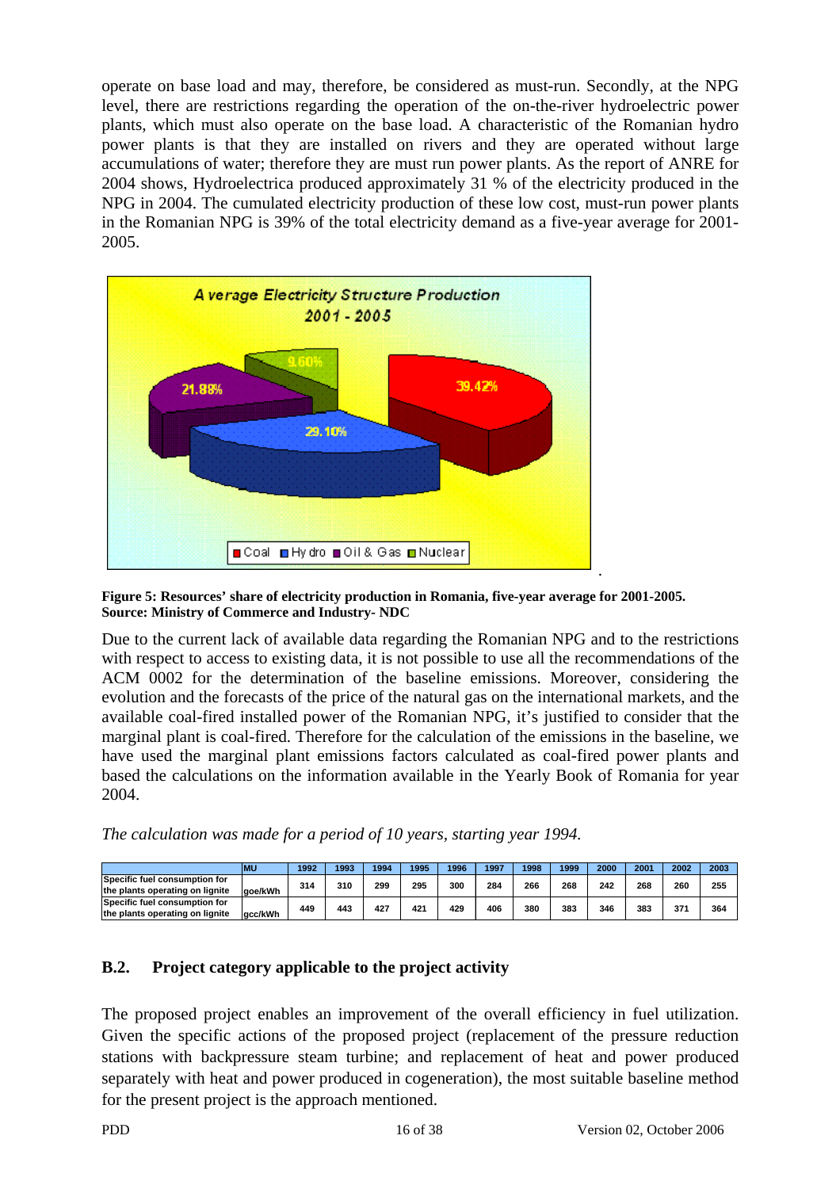operate on base load and may, therefore, be considered as must-run. Secondly, at the NPG level, there are restrictions regarding the operation of the on-the-river hydroelectric power plants, which must also operate on the base load. A characteristic of the Romanian hydro power plants is that they are installed on rivers and they are operated without large accumulations of water; therefore they are must run power plants. As the report of ANRE for 2004 shows, Hydroelectrica produced approximately 31 % of the electricity produced in the NPG in 2004. The cumulated electricity production of these low cost, must-run power plants in the Romanian NPG is 39% of the total electricity demand as a five-year average for 2001-2005.

**Figure 5: Resources' share of electricity production in Romania, five-year average for 2001-2005.**
**Source: Ministry of Commerce and Industry- NDC**

Due to the current lack of available data regarding the Romanian NPG and to the restrictions with respect to access to existing data, it is not possible to use all the recommendations of the ACM 0002 for the determination of the baseline emissions. Moreover, considering the evolution and the forecasts of the price of the natural gas on the international markets, and the available coal-fired installed power of the Romanian NPG, it's justified to consider that the marginal plant is coal-fired. Therefore for the calculation of the emissions in the baseline, we have used the marginal plant emissions factors calculated as coal-fired power plants and based the calculations on the information available in the Yearly Book of Romania for year 2004.

*The calculation was made for a period of 10 years, starting year 1994.*

| | MU | 1992 | 1993 | 1994 | 1995 | 1996 | 1997 | 1998 | 1999 | 2000 | 2001 | 2002 | 2003 |
|---|---|---|---|---|---|---|---|---|---|---|---|---|---|
| Specific fuel consumption for the plants operating on lignite | goe/kWh | 314 | 310 | 299 | 295 | 300 | 284 | 266 | 268 | 242 | 268 | 260 | 255 |
| Specific fuel consumption for the plants operating on lignite | gcc/kWh | 449 | 443 | 427 | 421 | 429 | 406 | 380 | 383 | 346 | 383 | 371 | 364 |

## B.2. Project category applicable to the project activity

The proposed project enables an improvement of the overall efficiency in fuel utilization. Given the specific actions of the proposed project (replacement of the pressure reduction stations with backpressure steam turbine; and replacement of heat and power produced separately with heat and power produced in cogeneration), the most suitable baseline method for the present project is the approach mentioned.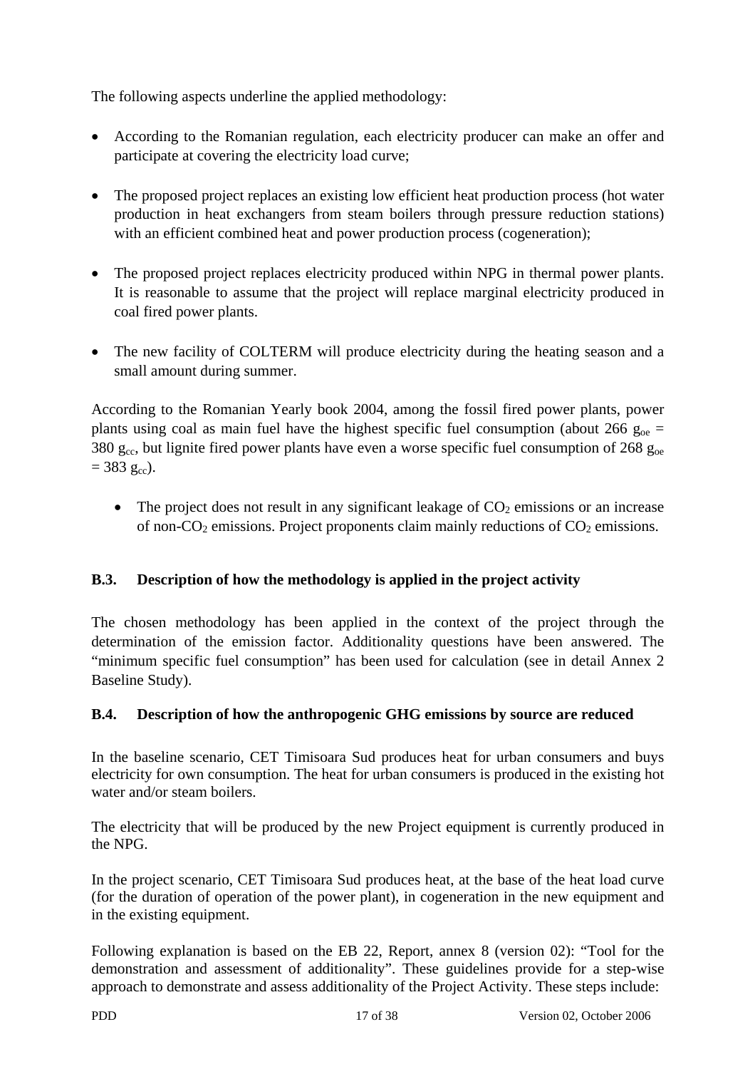The following aspects underline the applied methodology:

- According to the Romanian regulation, each electricity producer can make an offer and participate at covering the electricity load curve;
- The proposed project replaces an existing low efficient heat production process (hot water production in heat exchangers from steam boilers through pressure reduction stations) with an efficient combined heat and power production process (cogeneration);
- The proposed project replaces electricity produced within NPG in thermal power plants. It is reasonable to assume that the project will replace marginal electricity produced in coal fired power plants.
- The new facility of COLTERM will produce electricity during the heating season and a small amount during summer.

According to the Romanian Yearly book 2004, among the fossil fired power plants, power plants using coal as main fuel have the highest specific fuel consumption (about 266 $g_{oe}$ = 380 $g_{cc}$, but lignite fired power plants have even a worse specific fuel consumption of 268 $g_{oe}$ = 383 $g_{cc}$).

- The project does not result in any significant leakage of $CO_2$ emissions or an increase of non-$CO_2$ emissions. Project proponents claim mainly reductions of $CO_2$ emissions.

### B.3. Description of how the methodology is applied in the project activity

The chosen methodology has been applied in the context of the project through the determination of the emission factor. Additionality questions have been answered. The "minimum specific fuel consumption" has been used for calculation (see in detail Annex 2 Baseline Study).

### B.4. Description of how the anthropogenic GHG emissions by source are reduced

In the baseline scenario, CET Timisoara Sud produces heat for urban consumers and buys electricity for own consumption. The heat for urban consumers is produced in the existing hot water and/or steam boilers.

The electricity that will be produced by the new Project equipment is currently produced in the NPG.

In the project scenario, CET Timisoara Sud produces heat, at the base of the heat load curve (for the duration of operation of the power plant), in cogeneration in the new equipment and in the existing equipment.

Following explanation is based on the EB 22, Report, annex 8 (version 02): "Tool for the demonstration and assessment of additionality". These guidelines provide for a step-wise approach to demonstrate and assess additionality of the Project Activity. These steps include: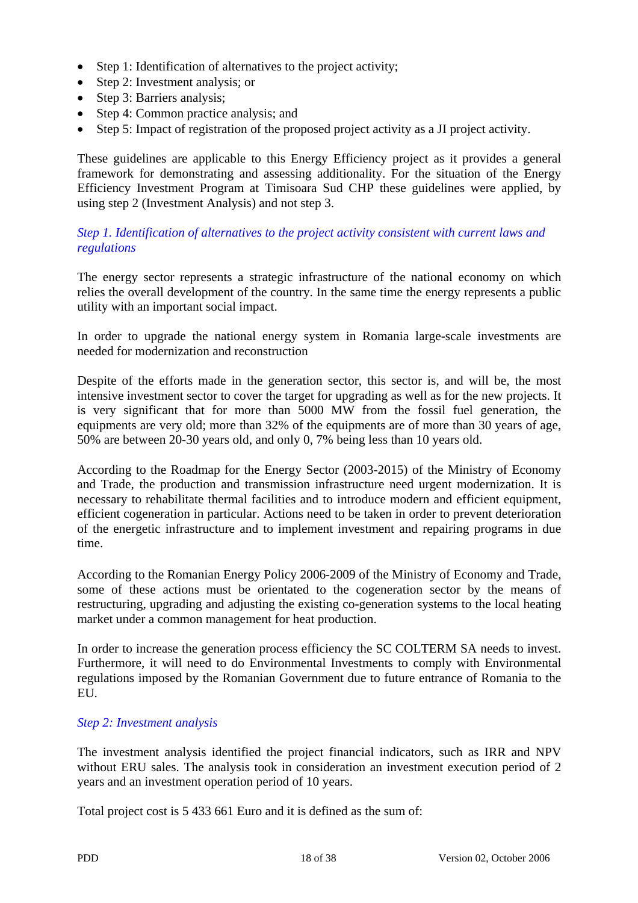- Step 1: Identification of alternatives to the project activity;
- Step 2: Investment analysis; or
- Step 3: Barriers analysis;
- Step 4: Common practice analysis; and
- Step 5: Impact of registration of the proposed project activity as a JI project activity.

These guidelines are applicable to this Energy Efficiency project as it provides a general framework for demonstrating and assessing additionality. For the situation of the Energy Efficiency Investment Program at Timisoara Sud CHP these guidelines were applied, by using step 2 (Investment Analysis) and not step 3.

*Step 1. Identification of alternatives to the project activity consistent with current laws and regulations*

The energy sector represents a strategic infrastructure of the national economy on which relies the overall development of the country. In the same time the energy represents a public utility with an important social impact.

In order to upgrade the national energy system in Romania large-scale investments are needed for modernization and reconstruction

Despite of the efforts made in the generation sector, this sector is, and will be, the most intensive investment sector to cover the target for upgrading as well as for the new projects. It is very significant that for more than 5000 MW from the fossil fuel generation, the equipments are very old; more than 32% of the equipments are of more than 30 years of age, 50% are between 20-30 years old, and only 0, 7% being less than 10 years old.

According to the Roadmap for the Energy Sector (2003-2015) of the Ministry of Economy and Trade, the production and transmission infrastructure need urgent modernization. It is necessary to rehabilitate thermal facilities and to introduce modern and efficient equipment, efficient cogeneration in particular. Actions need to be taken in order to prevent deterioration of the energetic infrastructure and to implement investment and repairing programs in due time.

According to the Romanian Energy Policy 2006-2009 of the Ministry of Economy and Trade, some of these actions must be orientated to the cogeneration sector by the means of restructuring, upgrading and adjusting the existing co-generation systems to the local heating market under a common management for heat production.

In order to increase the generation process efficiency the SC COLTERM SA needs to invest. Furthermore, it will need to do Environmental Investments to comply with Environmental regulations imposed by the Romanian Government due to future entrance of Romania to the EU.

*Step 2: Investment analysis*

The investment analysis identified the project financial indicators, such as IRR and NPV without ERU sales. The analysis took in consideration an investment execution period of 2 years and an investment operation period of 10 years.

Total project cost is 5 433 661 Euro and it is defined as the sum of: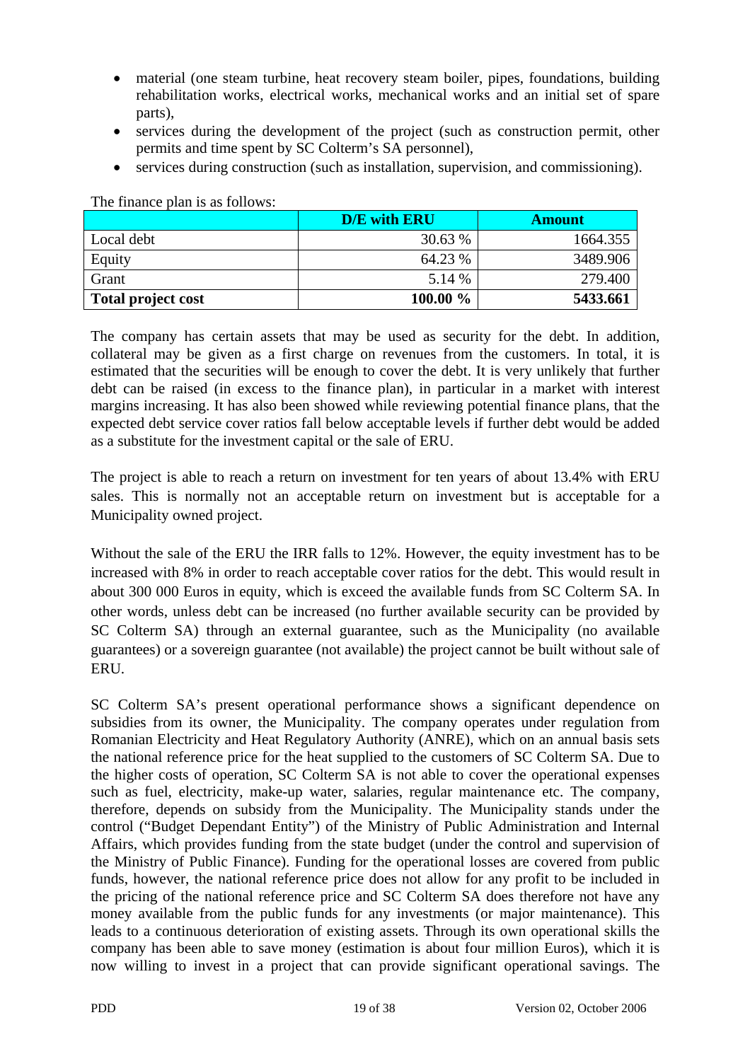- material (one steam turbine, heat recovery steam boiler, pipes, foundations, building rehabilitation works, electrical works, mechanical works and an initial set of spare parts),
- services during the development of the project (such as construction permit, other permits and time spent by SC Colterm's SA personnel),
- services during construction (such as installation, supervision, and commissioning).

The finance plan is as follows:

| | D/E with ERU | Amount |
|---|---|---|
| Local debt | 30.63 % | 1664.355 |
| Equity | 64.23 % | 3489.906 |
| Grant | 5.14 % | 279.400 |
| **Total project cost** | **100.00 %** | **5433.661** |

The company has certain assets that may be used as security for the debt. In addition, collateral may be given as a first charge on revenues from the customers. In total, it is estimated that the securities will be enough to cover the debt. It is very unlikely that further debt can be raised (in excess to the finance plan), in particular in a market with interest margins increasing. It has also been showed while reviewing potential finance plans, that the expected debt service cover ratios fall below acceptable levels if further debt would be added as a substitute for the investment capital or the sale of ERU.

The project is able to reach a return on investment for ten years of about 13.4% with ERU sales. This is normally not an acceptable return on investment but is acceptable for a Municipality owned project.

Without the sale of the ERU the IRR falls to 12%. However, the equity investment has to be increased with 8% in order to reach acceptable cover ratios for the debt. This would result in about 300 000 Euros in equity, which is exceed the available funds from SC Colterm SA. In other words, unless debt can be increased (no further available security can be provided by SC Colterm SA) through an external guarantee, such as the Municipality (no available guarantees) or a sovereign guarantee (not available) the project cannot be built without sale of ERU.

SC Colterm SA's present operational performance shows a significant dependence on subsidies from its owner, the Municipality. The company operates under regulation from Romanian Electricity and Heat Regulatory Authority (ANRE), which on an annual basis sets the national reference price for the heat supplied to the customers of SC Colterm SA. Due to the higher costs of operation, SC Colterm SA is not able to cover the operational expenses such as fuel, electricity, make-up water, salaries, regular maintenance etc. The company, therefore, depends on subsidy from the Municipality. The Municipality stands under the control ("Budget Dependant Entity") of the Ministry of Public Administration and Internal Affairs, which provides funding from the state budget (under the control and supervision of the Ministry of Public Finance). Funding for the operational losses are covered from public funds, however, the national reference price does not allow for any profit to be included in the pricing of the national reference price and SC Colterm SA does therefore not have any money available from the public funds for any investments (or major maintenance). This leads to a continuous deterioration of existing assets. Through its own operational skills the company has been able to save money (estimation is about four million Euros), which it is now willing to invest in a project that can provide significant operational savings. The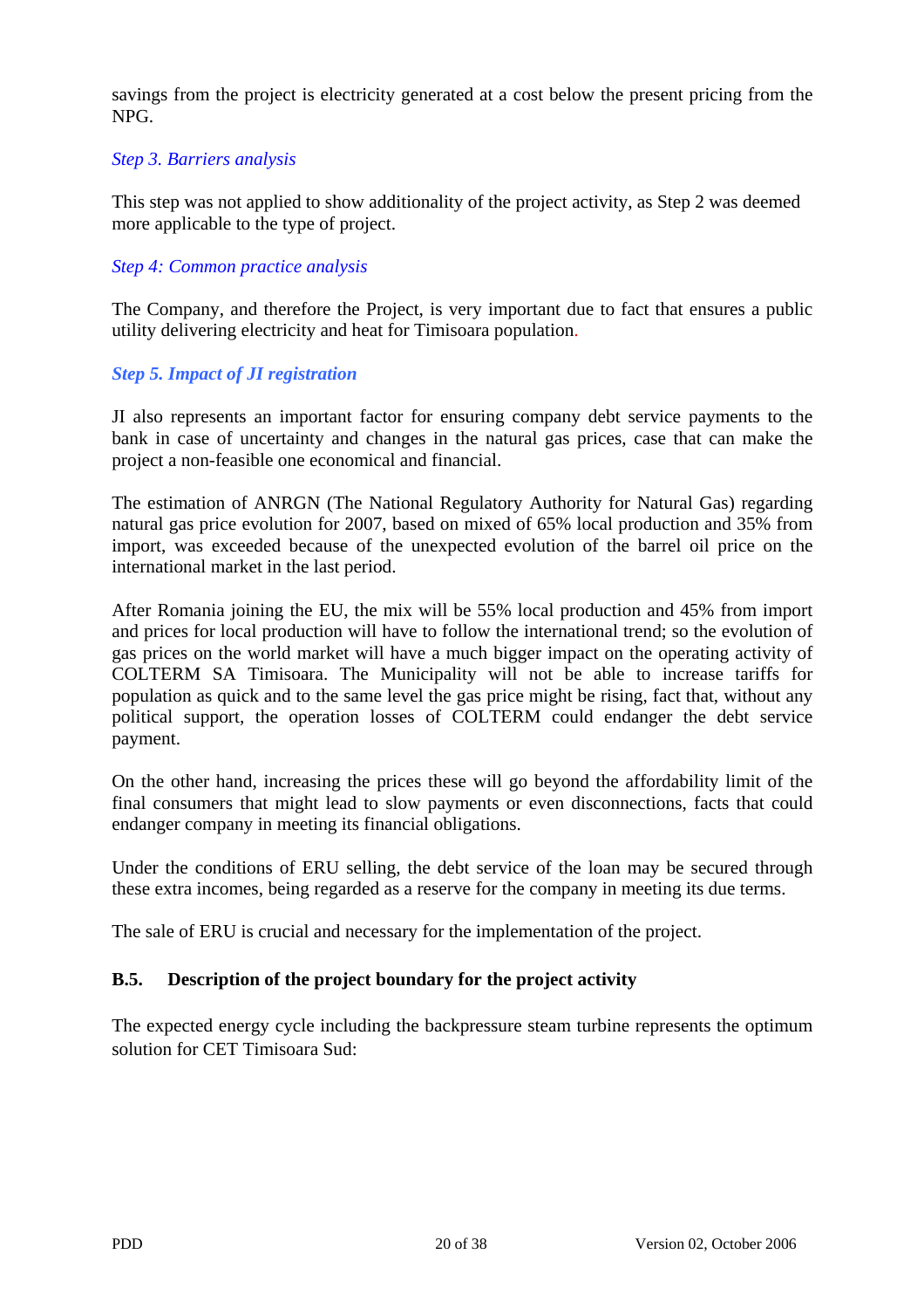savings from the project is electricity generated at a cost below the present pricing from the NPG.

*Step 3. Barriers analysis*

This step was not applied to show additionality of the project activity, as Step 2 was deemed more applicable to the type of project.

*Step 4: Common practice analysis*

The Company, and therefore the Project, is very important due to fact that ensures a public utility delivering electricity and heat for Timisoara population.

***Step 5. Impact of JI registration***

JI also represents an important factor for ensuring company debt service payments to the bank in case of uncertainty and changes in the natural gas prices, case that can make the project a non-feasible one economical and financial.

The estimation of ANRGN (The National Regulatory Authority for Natural Gas) regarding natural gas price evolution for 2007, based on mixed of 65% local production and 35% from import, was exceeded because of the unexpected evolution of the barrel oil price on the international market in the last period.

After Romania joining the EU, the mix will be 55% local production and 45% from import and prices for local production will have to follow the international trend; so the evolution of gas prices on the world market will have a much bigger impact on the operating activity of COLTERM SA Timisoara. The Municipality will not be able to increase tariffs for population as quick and to the same level the gas price might be rising, fact that, without any political support, the operation losses of COLTERM could endanger the debt service payment.

On the other hand, increasing the prices these will go beyond the affordability limit of the final consumers that might lead to slow payments or even disconnections, facts that could endanger company in meeting its financial obligations.

Under the conditions of ERU selling, the debt service of the loan may be secured through these extra incomes, being regarded as a reserve for the company in meeting its due terms.

The sale of ERU is crucial and necessary for the implementation of the project.

### B.5. Description of the project boundary for the project activity

The expected energy cycle including the backpressure steam turbine represents the optimum solution for CET Timisoara Sud: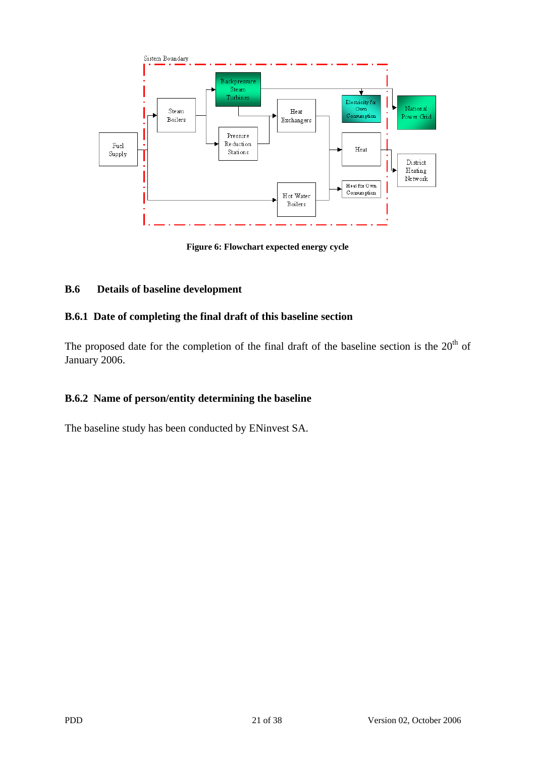Sistem Boundary

Fuel Supply

Steam Boilers

Backpressure Steam Turbines

Pressure Reduction Stations

Heat Exchangers

Hot Water Boilers

Electricity for Own Consumption

Heat

Heat for Own Consumption

National Power Grid

District Heating Network

**Figure 6: Flowchart expected energy cycle**

## B.6 Details of baseline development

### B.6.1 Date of completing the final draft of this baseline section

The proposed date for the completion of the final draft of the baseline section is the 20th of January 2006.

### B.6.2 Name of person/entity determining the baseline

The baseline study has been conducted by ENinvest SA.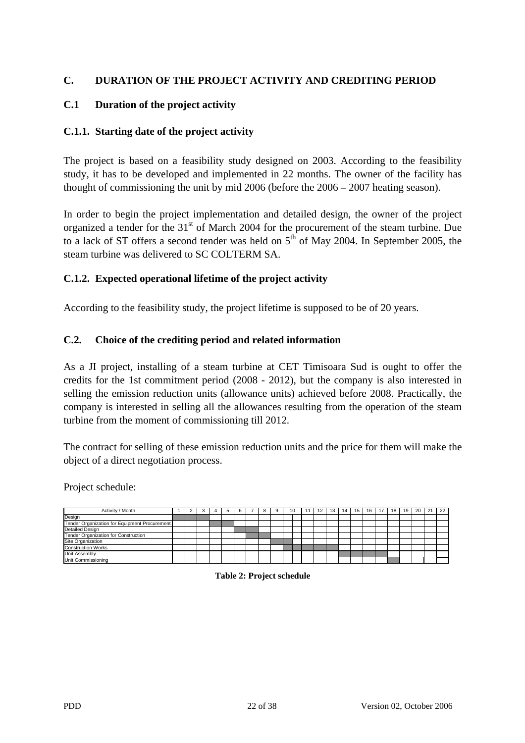## C. DURATION OF THE PROJECT ACTIVITY AND CREDITING PERIOD

### C.1 Duration of the project activity

#### C.1.1. Starting date of the project activity

The project is based on a feasibility study designed on 2003. According to the feasibility study, it has to be developed and implemented in 22 months. The owner of the facility has thought of commissioning the unit by mid 2006 (before the 2006 – 2007 heating season).

In order to begin the project implementation and detailed design, the owner of the project organized a tender for the 31st of March 2004 for the procurement of the steam turbine. Due to a lack of ST offers a second tender was held on 5th of May 2004. In September 2005, the steam turbine was delivered to SC COLTERM SA.

#### C.1.2. Expected operational lifetime of the project activity

According to the feasibility study, the project lifetime is supposed to be of 20 years.

### C.2. Choice of the crediting period and related information

As a JI project, installing of a steam turbine at CET Timisoara Sud is ought to offer the credits for the 1st commitment period (2008 - 2012), but the company is also interested in selling the emission reduction units (allowance units) achieved before 2008. Practically, the company is interested in selling all the allowances resulting from the operation of the steam turbine from the moment of commissioning till 2012.

The contract for selling of these emission reduction units and the price for them will make the object of a direct negotiation process.

Project schedule:

| Activity / Month | 1 | 2 | 3 | 4 | 5 | 6 | 7 | 8 | 9 | 10 | 11 | 12 | 13 | 14 | 15 | 16 | 17 | 18 | 19 | 20 | 21 | 22 |
|---|---|---|---|---|---|---|---|---|---|---|---|---|---|---|---|---|---|---|---|---|---|---|
| Design | ■ | ■ | ■ | | | | | | | | | | | | | | | | | | | |
| Tender Organization for Equipment Procurement | | | | ■ | ■ | | | | | | | | | | | | | | | | | |
| Detailed Design | | | | | | ■ | ■ | | | | | | | | | | | | | | | |
| Tender Organization for Construction | | | | | | | ■ | ■ | | | | | | | | | | | | | | |
| Site Organization | | | | | | | | | ■ | ■ | | | | | | | | | | | | |
| Construction Works | | | | | | | | | | ■ | ■ | ■ | ■ | | | | | | | | | |
| Unit Assembly | | | | | | | | | | | | | | ■ | ■ | ■ | ■ | | | | | |
| Unit Commissioning | | | | | | | | | | | | | | | | | | ■ | | | | |

**Table 2: Project schedule**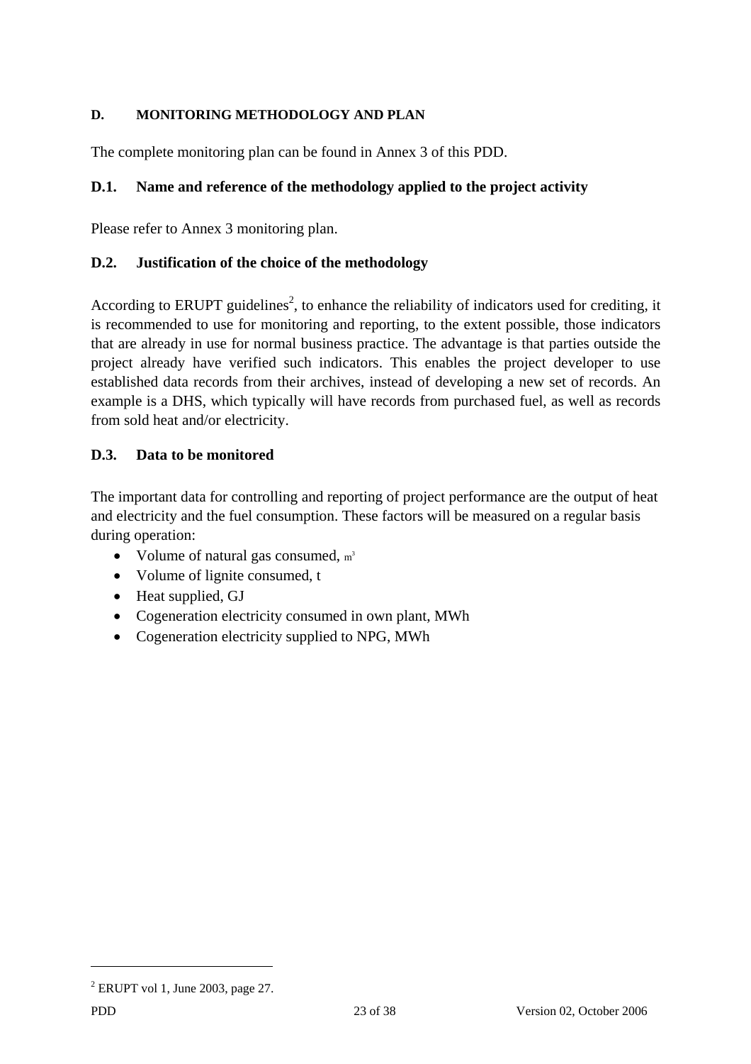## D. MONITORING METHODOLOGY AND PLAN

The complete monitoring plan can be found in Annex 3 of this PDD.

### D.1. Name and reference of the methodology applied to the project activity

Please refer to Annex 3 monitoring plan.

### D.2. Justification of the choice of the methodology

According to ERUPT guidelines[2], to enhance the reliability of indicators used for crediting, it is recommended to use for monitoring and reporting, to the extent possible, those indicators that are already in use for normal business practice. The advantage is that parties outside the project already have verified such indicators. This enables the project developer to use established data records from their archives, instead of developing a new set of records. An example is a DHS, which typically will have records from purchased fuel, as well as records from sold heat and/or electricity.

### D.3. Data to be monitored

The important data for controlling and reporting of project performance are the output of heat and electricity and the fuel consumption. These factors will be measured on a regular basis during operation:

- Volume of natural gas consumed, $m^3$
- Volume of lignite consumed, t
- Heat supplied, GJ
- Cogeneration electricity consumed in own plant, MWh
- Cogeneration electricity supplied to NPG, MWh

---

[2] ERUPT vol 1, June 2003, page 27.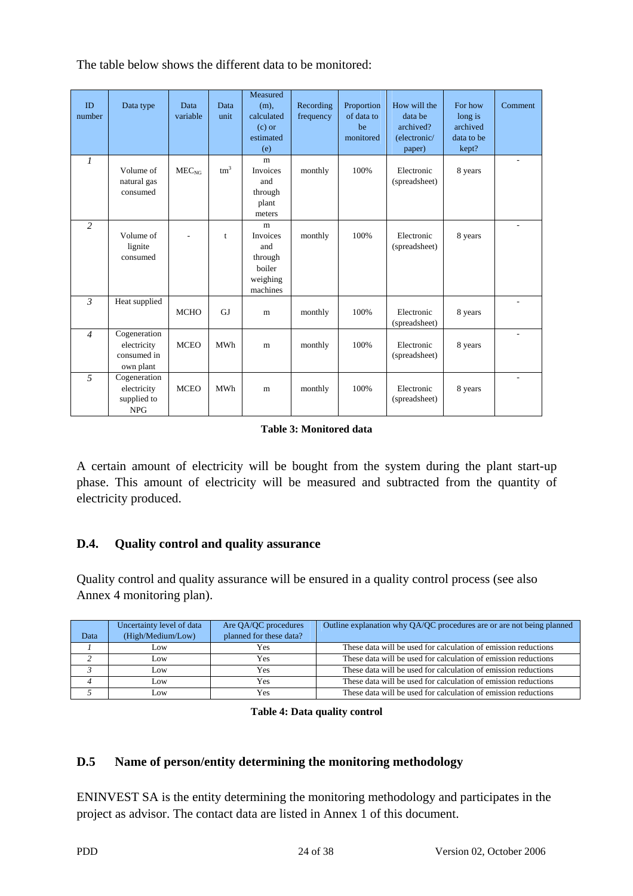The table below shows the different data to be monitored:

| ID number | Data type | Data variable | Data unit | Measured (m), calculated (c) or estimated (e) | Recording frequency | Proportion of data to be monitored | How will the data be archived? (electronic/ paper) | For how long is archived data to be kept? | Comment |
|---|---|---|---|---|---|---|---|---|---|
| *1* | Volume of natural gas consumed | $MEC_{NG}$ | $tm^3$ | m Invoices and through plant meters | monthly | 100% | Electronic (spreadsheet) | 8 years | - |
| *2* | Volume of lignite consumed | - | t | m Invoices and through boiler weighing machines | monthly | 100% | Electronic (spreadsheet) | 8 years | - |
| *3* | Heat supplied | MCHO | GJ | m | monthly | 100% | Electronic (spreadsheet) | 8 years | - |
| *4* | Cogeneration electricity consumed in own plant | MCEO | MWh | m | monthly | 100% | Electronic (spreadsheet) | 8 years | - |
| *5* | Cogeneration electricity supplied to NPG | MCEO | MWh | m | monthly | 100% | Electronic (spreadsheet) | 8 years | - |

**Table 3: Monitored data**

A certain amount of electricity will be bought from the system during the plant start-up phase. This amount of electricity will be measured and subtracted from the quantity of electricity produced.

## D.4. Quality control and quality assurance

Quality control and quality assurance will be ensured in a quality control process (see also Annex 4 monitoring plan).

| Data | Uncertainty level of data (High/Medium/Low) | Are QA/QC procedures planned for these data? | Outline explanation why QA/QC procedures are or are not being planned |
|---|---|---|---|
| *1* | Low | Yes | These data will be used for calculation of emission reductions |
| *2* | Low | Yes | These data will be used for calculation of emission reductions |
| *3* | Low | Yes | These data will be used for calculation of emission reductions |
| *4* | Low | Yes | These data will be used for calculation of emission reductions |
| *5* | Low | Yes | These data will be used for calculation of emission reductions |

**Table 4: Data quality control**

## D.5 Name of person/entity determining the monitoring methodology

ENINVEST SA is the entity determining the monitoring methodology and participates in the project as advisor. The contact data are listed in Annex 1 of this document.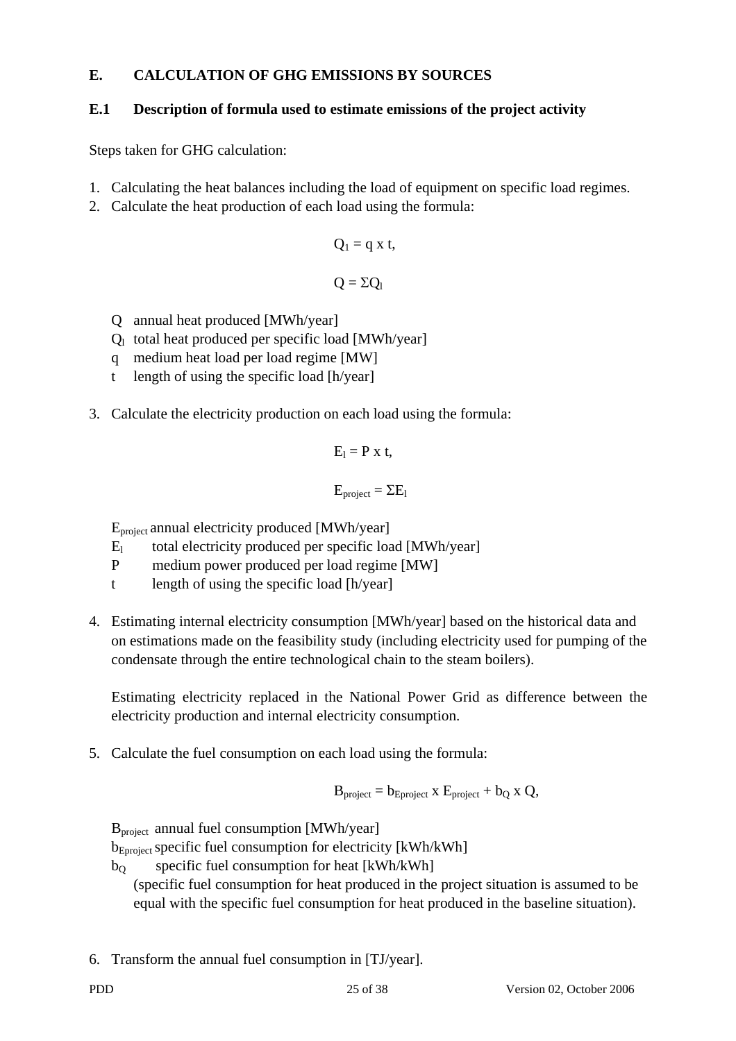## E. CALCULATION OF GHG EMISSIONS BY SOURCES

### E.1 Description of formula used to estimate emissions of the project activity

Steps taken for GHG calculation:

1. Calculating the heat balances including the load of equipment on specific load regimes.
2. Calculate the heat production of each load using the formula:

$$Q_l = q \times t,$$

$$Q = \Sigma Q_l$$

   Q annual heat produced [MWh/year]
   $Q_l$ total heat produced per specific load [MWh/year]
   q medium heat load per load regime [MW]
   t length of using the specific load [h/year]

3. Calculate the electricity production on each load using the formula:

$$E_l = P \times t,$$

$$E_{project} = \Sigma E_l$$

   $E_{project}$ annual electricity produced [MWh/year]
   $E_l$ total electricity produced per specific load [MWh/year]
   P medium power produced per load regime [MW]
   t length of using the specific load [h/year]

4. Estimating internal electricity consumption [MWh/year] based on the historical data and on estimations made on the feasibility study (including electricity used for pumping of the condensate through the entire technological chain to the steam boilers).

   Estimating electricity replaced in the National Power Grid as difference between the electricity production and internal electricity consumption.

5. Calculate the fuel consumption on each load using the formula:

$$B_{project} = b_{Eproject} \times E_{project} + b_Q \times Q,$$

   $B_{project}$ annual fuel consumption [MWh/year]
   $b_{Eproject}$ specific fuel consumption for electricity [kWh/kWh]
   $b_Q$ specific fuel consumption for heat [kWh/kWh]
   (specific fuel consumption for heat produced in the project situation is assumed to be equal with the specific fuel consumption for heat produced in the baseline situation).

6. Transform the annual fuel consumption in [TJ/year].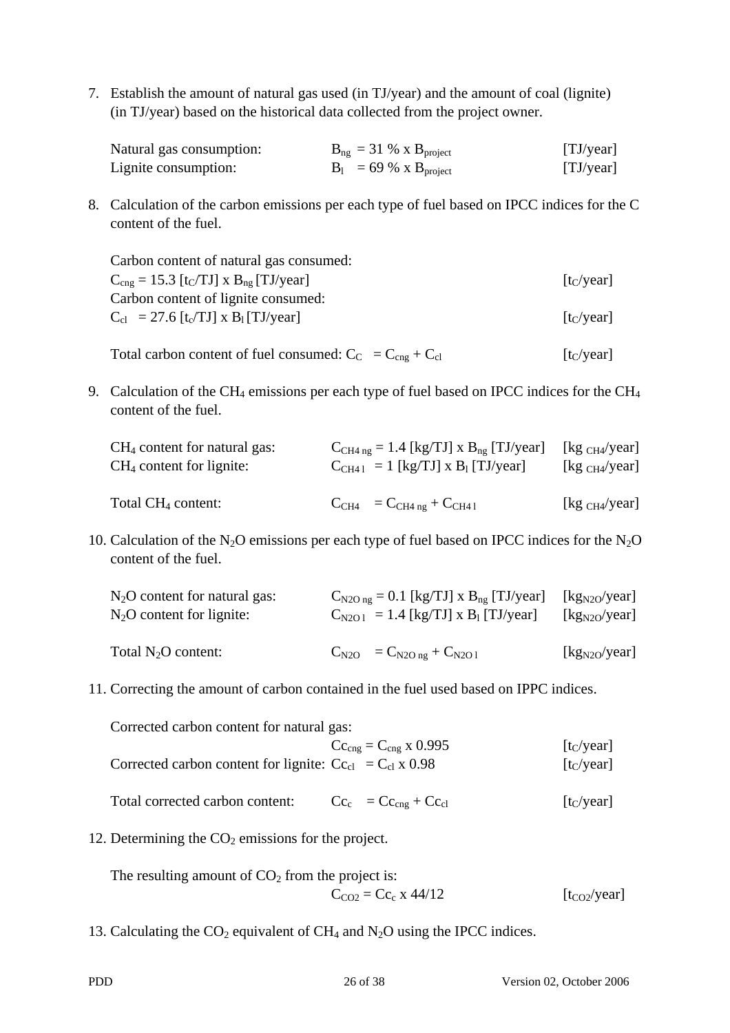7. Establish the amount of natural gas used (in TJ/year) and the amount of coal (lignite) (in TJ/year) based on the historical data collected from the project owner.

| | | |
|---|---|---|
| Natural gas consumption: | $B_{ng} = 31\ \% \times B_{project}$ | [TJ/year] |
| Lignite consumption: | $B_{l} = 69\ \% \times B_{project}$ | [TJ/year] |

8. Calculation of the carbon emissions per each type of fuel based on IPCC indices for the C content of the fuel.

   Carbon content of natural gas consumed:
   $C_{cng} = 15.3\ [t_C/TJ] \times B_{ng}\ [TJ/year]$ $[t_C/year]$
   Carbon content of lignite consumed:
   $C_{cl} = 27.6\ [t_c/TJ] \times B_{l}\ [TJ/year]$ $[t_C/year]$

   Total carbon content of fuel consumed: $C_C = C_{cng} + C_{cl}$ $[t_C/year]$

9. Calculation of the $CH_4$ emissions per each type of fuel based on IPCC indices for the $CH_4$ content of the fuel.

| | | |
|---|---|---|
| $CH_4$ content for natural gas: | $C_{CH4\ ng} = 1.4\ [kg/TJ] \times B_{ng}\ [TJ/year]$ | $[kg_{\ CH4}/year]$ |
| $CH_4$ content for lignite: | $C_{CH4\ l} = 1\ [kg/TJ] \times B_{l}\ [TJ/year]$ | $[kg_{\ CH4}/year]$ |
| Total $CH_4$ content: | $C_{CH4} = C_{CH4\ ng} + C_{CH4\ l}$ | $[kg_{\ CH4}/year]$ |

10. Calculation of the $N_2O$ emissions per each type of fuel based on IPCC indices for the $N_2O$ content of the fuel.

| | | |
|---|---|---|
| $N_2O$ content for natural gas: | $C_{N2O\ ng} = 0.1\ [kg/TJ] \times B_{ng}\ [TJ/year]$ | $[kg_{N2O}/year]$ |
| $N_2O$ content for lignite: | $C_{N2O\ l} = 1.4\ [kg/TJ] \times B_{l}\ [TJ/year]$ | $[kg_{N2O}/year]$ |
| Total $N_2O$ content: | $C_{N2O} = C_{N2O\ ng} + C_{N2O\ l}$ | $[kg_{N2O}/year]$ |

11. Correcting the amount of carbon contained in the fuel used based on IPPC indices.

   Corrected carbon content for natural gas:
   $Cc_{cng} = C_{cng} \times 0.995$ $[t_C/year]$
   Corrected carbon content for lignite: $Cc_{cl} = C_{cl} \times 0.98$ $[t_C/year]$

   Total corrected carbon content: $Cc_{c} = Cc_{cng} + Cc_{cl}$ $[t_C/year]$

12. Determining the $CO_2$ emissions for the project.

   The resulting amount of $CO_2$ from the project is:
   $C_{CO2} = Cc_{c} \times 44/12$ $[t_{CO2}/year]$

13. Calculating the $CO_2$ equivalent of $CH_4$ and $N_2O$ using the IPCC indices.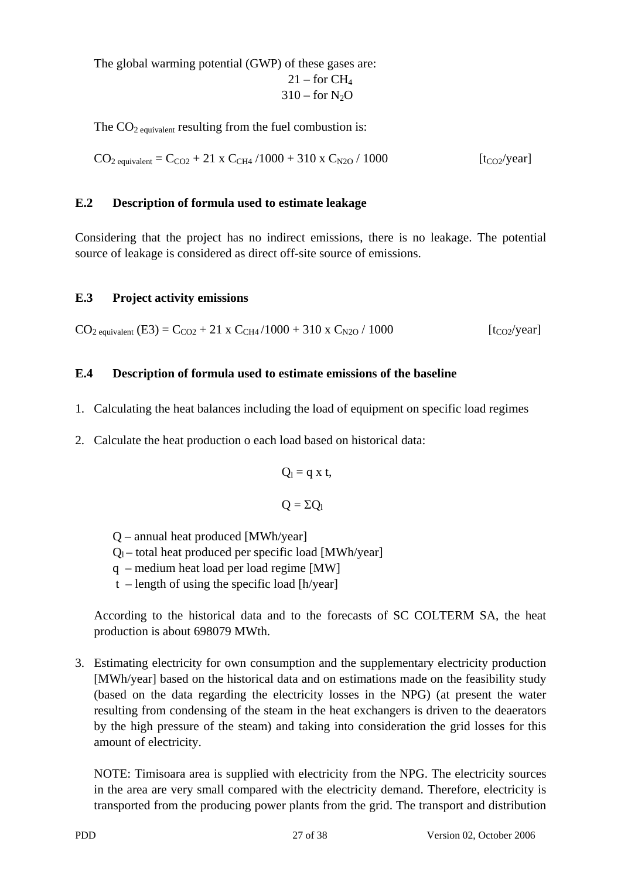The global warming potential (GWP) of these gases are:

21 – for $CH_4$

310 – for $N_2O$

The $CO_{2\ equivalent}$ resulting from the fuel combustion is:

$$CO_{2\ equivalent} = C_{CO2} + 21 \times C_{CH4} / 1000 + 310 \times C_{N2O} / 1000 \qquad [t_{CO2}/year]$$

### E.2 Description of formula used to estimate leakage

Considering that the project has no indirect emissions, there is no leakage. The potential source of leakage is considered as direct off-site source of emissions.

### E.3 Project activity emissions

$$CO_{2\ equivalent}\ (E3) = C_{CO2} + 21 \times C_{CH4} / 1000 + 310 \times C_{N2O} / 1000 \qquad [t_{CO2}/year]$$

### E.4 Description of formula used to estimate emissions of the baseline

1. Calculating the heat balances including the load of equipment on specific load regimes

2. Calculate the heat production o each load based on historical data:

   $$Q_l = q \times t,$$

   $$Q = \Sigma Q_l$$

   Q – annual heat produced [MWh/year]
   $Q_l$ – total heat produced per specific load [MWh/year]
   q – medium heat load per load regime [MW]
   t – length of using the specific load [h/year]

   According to the historical data and to the forecasts of SC COLTERM SA, the heat production is about 698079 MWth.

3. Estimating electricity for own consumption and the supplementary electricity production [MWh/year] based on the historical data and on estimations made on the feasibility study (based on the data regarding the electricity losses in the NPG) (at present the water resulting from condensing of the steam in the heat exchangers is driven to the deaerators by the high pressure of the steam) and taking into consideration the grid losses for this amount of electricity.

   NOTE: Timisoara area is supplied with electricity from the NPG. The electricity sources in the area are very small compared with the electricity demand. Therefore, electricity is transported from the producing power plants from the grid. The transport and distribution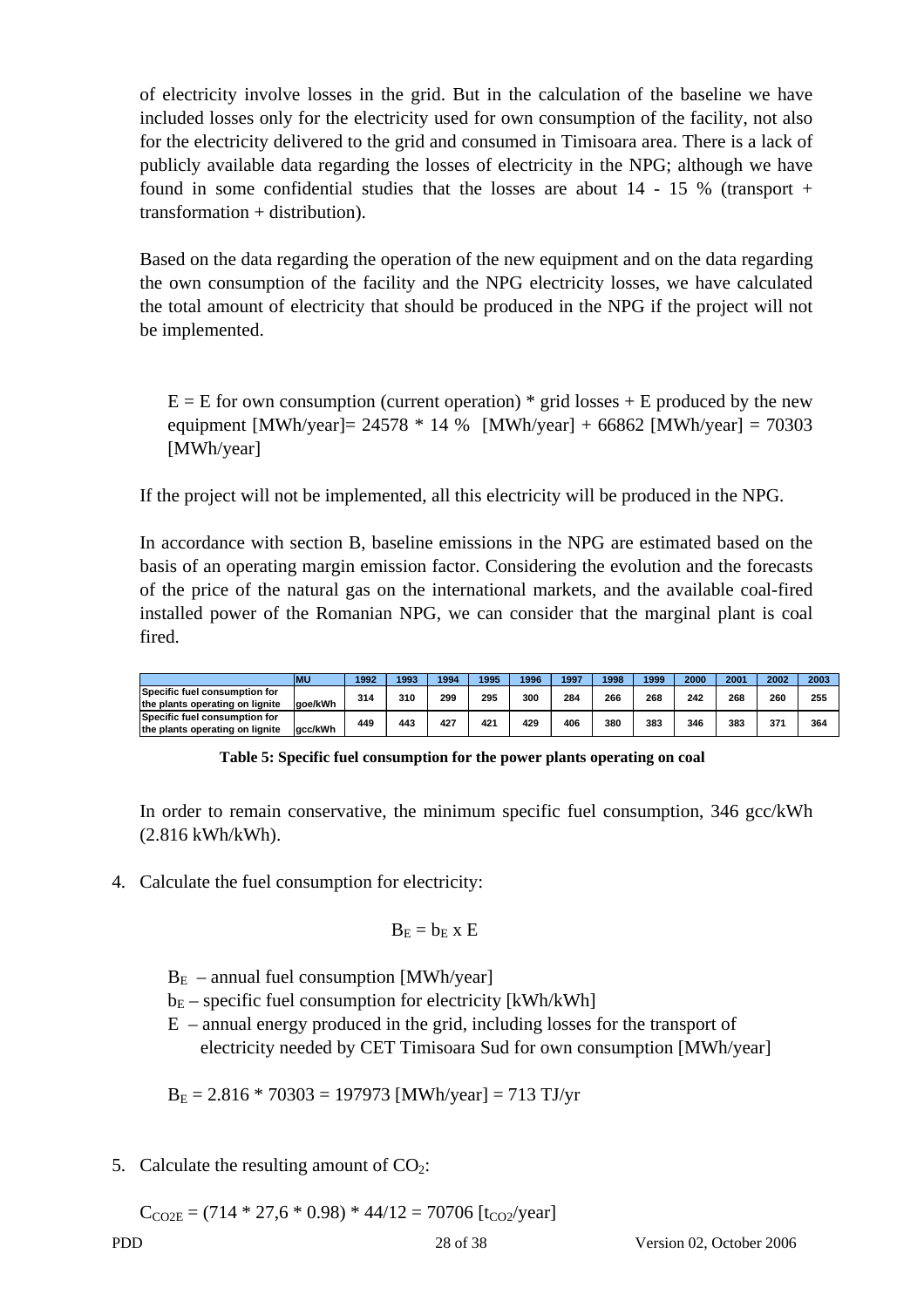of electricity involve losses in the grid. But in the calculation of the baseline we have included losses only for the electricity used for own consumption of the facility, not also for the electricity delivered to the grid and consumed in Timisoara area. There is a lack of publicly available data regarding the losses of electricity in the NPG; although we have found in some confidential studies that the losses are about 14 - 15 % (transport + transformation + distribution).

Based on the data regarding the operation of the new equipment and on the data regarding the own consumption of the facility and the NPG electricity losses, we have calculated the total amount of electricity that should be produced in the NPG if the project will not be implemented.

E = E for own consumption (current operation) * grid losses + E produced by the new equipment [MWh/year]= 24578 * 14 %  [MWh/year] + 66862 [MWh/year] = 70303 [MWh/year]

If the project will not be implemented, all this electricity will be produced in the NPG.

In accordance with section B, baseline emissions in the NPG are estimated based on the basis of an operating margin emission factor. Considering the evolution and the forecasts of the price of the natural gas on the international markets, and the available coal-fired installed power of the Romanian NPG, we can consider that the marginal plant is coal fired.

| | MU | 1992 | 1993 | 1994 | 1995 | 1996 | 1997 | 1998 | 1999 | 2000 | 2001 | 2002 | 2003 |
|---|---|---|---|---|---|---|---|---|---|---|---|---|---|
| Specific fuel consumption for the plants operating on lignite | goe/kWh | 314 | 310 | 299 | 295 | 300 | 284 | 266 | 268 | 242 | 268 | 260 | 255 |
| Specific fuel consumption for the plants operating on lignite | gcc/kWh | 449 | 443 | 427 | 421 | 429 | 406 | 380 | 383 | 346 | 383 | 371 | 364 |

**Table 5: Specific fuel consumption for the power plants operating on coal**

In order to remain conservative, the minimum specific fuel consumption, 346 gcc/kWh (2.816 kWh/kWh).

4. Calculate the fuel consumption for electricity:

$$B_E = b_E \text{ x } E$$

$B_E$ – annual fuel consumption [MWh/year]
$b_E$ – specific fuel consumption for electricity [kWh/kWh]
E – annual energy produced in the grid, including losses for the transport of electricity needed by CET Timisoara Sud for own consumption [MWh/year]

$B_E$ = 2.816 * 70303 = 197973 [MWh/year] = 713 TJ/yr

5. Calculate the resulting amount of $CO_2$:

$C_{CO2E}$ = (714 * 27,6 * 0.98) * 44/12 = 70706 [$t_{CO2}$/year]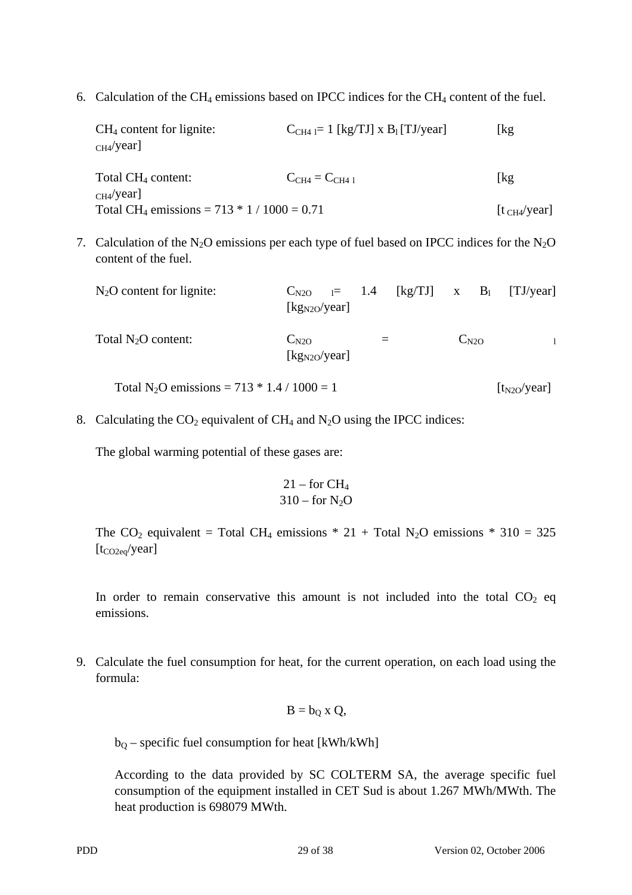6. Calculation of the $CH_4$ emissions based on IPCC indices for the $CH_4$ content of the fuel.

   $CH_4$ content for lignite: $C_{CH4\ l}$= 1 [kg/TJ] x $B_l$ [TJ/year] [kg $_{CH4}$/year]

   Total $CH_4$ content: $C_{CH4} = C_{CH4\ l}$ [kg $_{CH4}$/year]

   Total $CH_4$ emissions = 713 * 1 / 1000 = 0.71 [t $_{CH4}$/year]

7. Calculation of the $N_2O$ emissions per each type of fuel based on IPCC indices for the $N_2O$ content of the fuel.

   $N_2O$ content for lignite: $C_{N2O\ l}$= 1.4 [kg/TJ] x $B_l$ [TJ/year] [kg$_{N2O}$/year]

   Total $N_2O$ content: $C_{N2O} = C_{N2O\ l}$ [kg$_{N2O}$/year]

   Total $N_2O$ emissions = 713 * 1.4 / 1000 = 1 [t$_{N2O}$/year]

8. Calculating the $CO_2$ equivalent of $CH_4$ and $N_2O$ using the IPCC indices:

   The global warming potential of these gases are:

   21 – for $CH_4$
   310 – for $N_2O$

   The $CO_2$ equivalent = Total $CH_4$ emissions * 21 + Total $N_2O$ emissions * 310 = 325 [t$_{CO2eq}$/year]

   In order to remain conservative this amount is not included into the total $CO_2$ eq emissions.

9. Calculate the fuel consumption for heat, for the current operation, on each load using the formula:

   $$B = b_Q \times Q,$$

   $b_Q$ – specific fuel consumption for heat [kWh/kWh]

   According to the data provided by SC COLTERM SA, the average specific fuel consumption of the equipment installed in CET Sud is about 1.267 MWh/MWth. The heat production is 698079 MWth.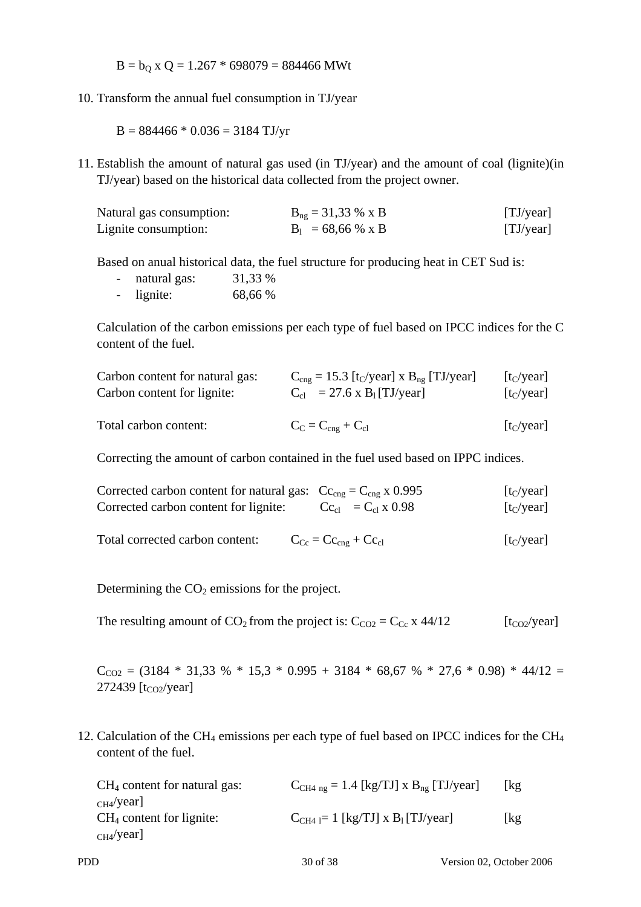$B = b_Q \text{ x } Q = 1.267 * 698079 = 884466 \text{ MWt}$

10. Transform the annual fuel consumption in TJ/year

$B = 884466 * 0.036 = 3184 \text{ TJ/yr}$

11. Establish the amount of natural gas used (in TJ/year) and the amount of coal (lignite)(in TJ/year) based on the historical data collected from the project owner.

| | | |
|---|---|---|
| Natural gas consumption: | $B_{ng}$ = 31,33 % x B | [TJ/year] |
| Lignite consumption: | $B_l$ = 68,66 % x B | [TJ/year] |

Based on anual historical data, the fuel structure for producing heat in CET Sud is:

- natural gas: 31,33 %
- lignite: 68,66 %

Calculation of the carbon emissions per each type of fuel based on IPCC indices for the C content of the fuel.

| | | |
|---|---|---|
| Carbon content for natural gas: | $C_{cng}$ = 15.3 [$t_C$/year] x $B_{ng}$ [TJ/year] | [$t_C$/year] |
| Carbon content for lignite: | $C_{cl}$ = 27.6 x $B_l$ [TJ/year] | [$t_C$/year] |
| Total carbon content: | $C_C = C_{cng} + C_{cl}$ | [$t_C$/year] |

Correcting the amount of carbon contained in the fuel used based on IPPC indices.

| | | |
|---|---|---|
| Corrected carbon content for natural gas: | $Cc_{cng} = C_{cng}$ x 0.995 | [$t_C$/year] |
| Corrected carbon content for lignite: | $Cc_{cl} = C_{cl}$ x 0.98 | [$t_C$/year] |
| Total corrected carbon content: | $C_{Cc} = Cc_{cng} + Cc_{cl}$ | [$t_C$/year] |

Determining the $CO_2$ emissions for the project.

The resulting amount of $CO_2$ from the project is: $C_{CO2} = C_{Cc}$ x 44/12 [$t_{CO2}$/year]

$C_{CO2}$ = (3184 * 31,33 % * 15,3 * 0.995 + 3184 * 68,67 % * 27,6 * 0.98) * 44/12 = 272439 [$t_{CO2}$/year]

12. Calculation of the $CH_4$ emissions per each type of fuel based on IPCC indices for the $CH_4$ content of the fuel.

| | | |
|---|---|---|
| $CH_4$ content for natural gas: | $C_{CH4\ ng}$ = 1.4 [kg/TJ] x $B_{ng}$ [TJ/year] | [kg $_{CH4}$/year] |
| $CH_4$ content for lignite: | $C_{CH4\ l}$= 1 [kg/TJ] x $B_l$ [TJ/year] | [kg $_{CH4}$/year] |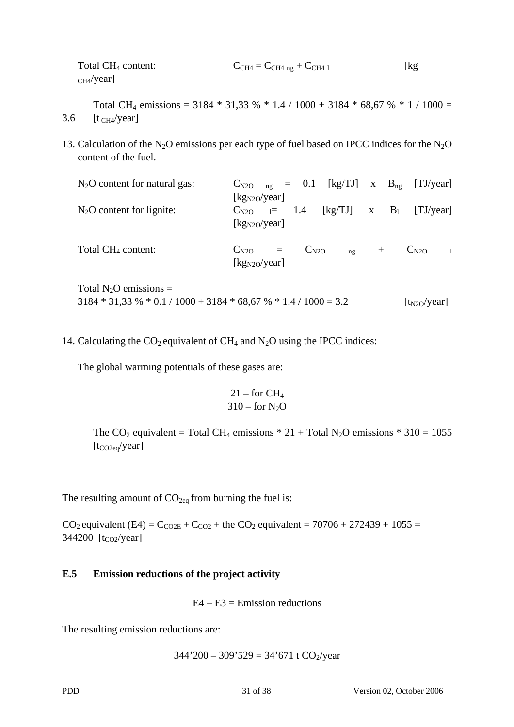Total $CH_4$ content: $C_{CH4} = C_{CH4\ ng} + C_{CH4\ l}$ [$kg_{CH4}$/year]

Total $CH_4$ emissions = 3184 * 31,33 % * 1.4 / 1000 + 3184 * 68,67 % * 1 / 1000 = 3.6 [$t_{CH4}$/year]

13. Calculation of the $N_2O$ emissions per each type of fuel based on IPCC indices for the $N_2O$ content of the fuel.

$N_2O$ content for natural gas: $C_{N2O\ ng}$ = 0.1 [kg/TJ] x $B_{ng}$ [TJ/year] [$kg_{N2O}$/year]

$N_2O$ content for lignite: $C_{N2O\ l}$ = 1.4 [kg/TJ] x $B_l$ [TJ/year] [$kg_{N2O}$/year]

Total $CH_4$ content: $C_{N2O} = C_{N2O\ ng} + C_{N2O\ l}$ [$kg_{N2O}$/year]

Total $N_2O$ emissions =
3184 * 31,33 % * 0.1 / 1000 + 3184 * 68,67 % * 1.4 / 1000 = 3.2 [$t_{N2O}$/year]

14. Calculating the $CO_2$ equivalent of $CH_4$ and $N_2O$ using the IPCC indices:

The global warming potentials of these gases are:

21 – for $CH_4$
310 – for $N_2O$

The $CO_2$ equivalent = Total $CH_4$ emissions * 21 + Total $N_2O$ emissions * 310 = 1055 [$t_{CO2eq}$/year]

The resulting amount of $CO_{2eq}$ from burning the fuel is:

$CO_2$ equivalent (E4) = $C_{CO2E}$ + $C_{CO2}$ + the $CO_2$ equivalent = 70706 + 272439 + 1055 = 344200 [$t_{CO2}$/year]

## E.5 Emission reductions of the project activity

E4 – E3 = Emission reductions

The resulting emission reductions are:

344’200 – 309’529 = 34’671 t $CO_2$/year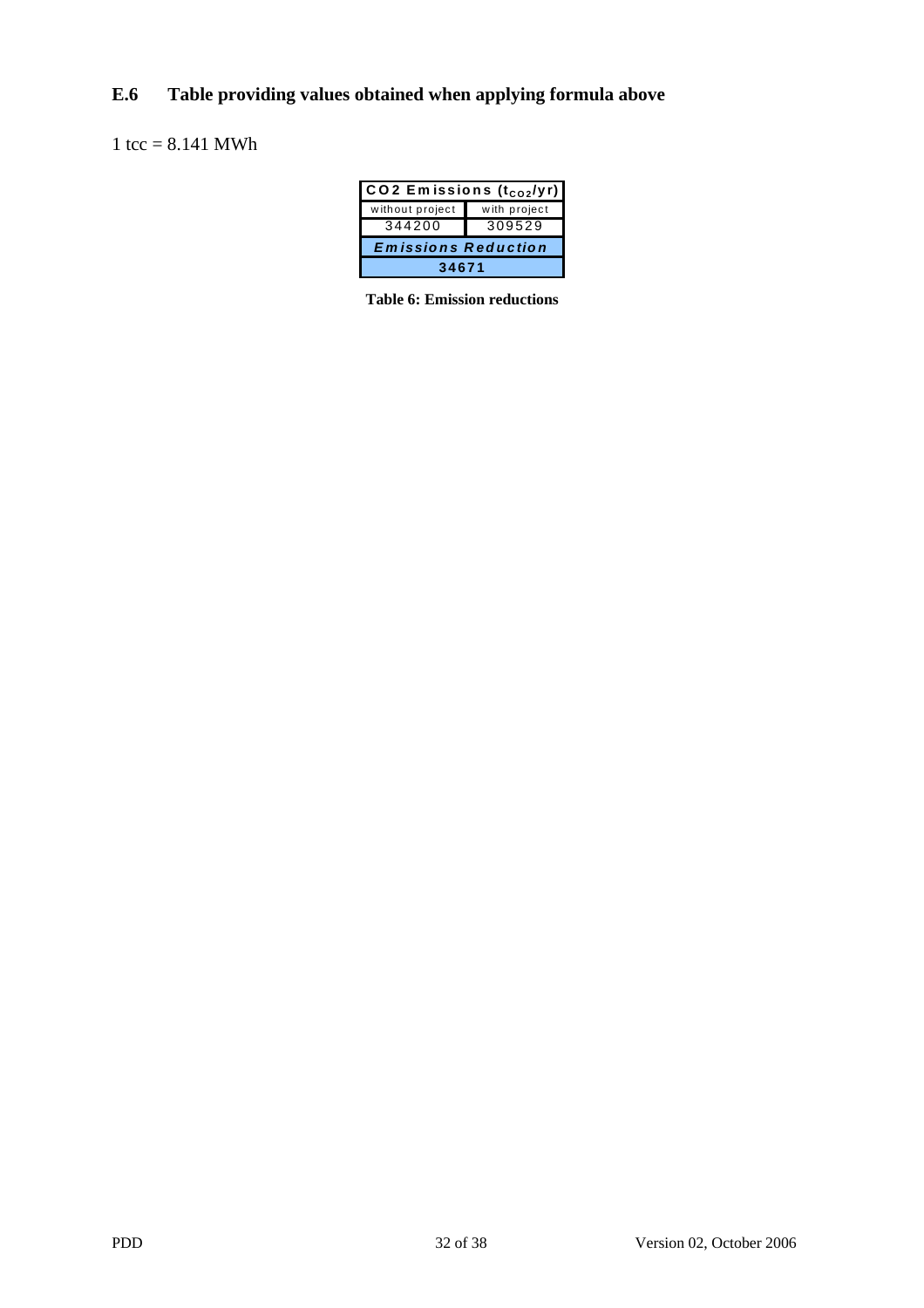### E.6 Table providing values obtained when applying formula above

1 tcc = 8.141 MWh

| CO2 Emissions ($t_{CO2}$/yr) | |
|---|---|
| without project | with project |
| 344200 | 309529 |
| ***Emissions Reduction*** | |
| **34671** | |

**Table 6: Emission reductions**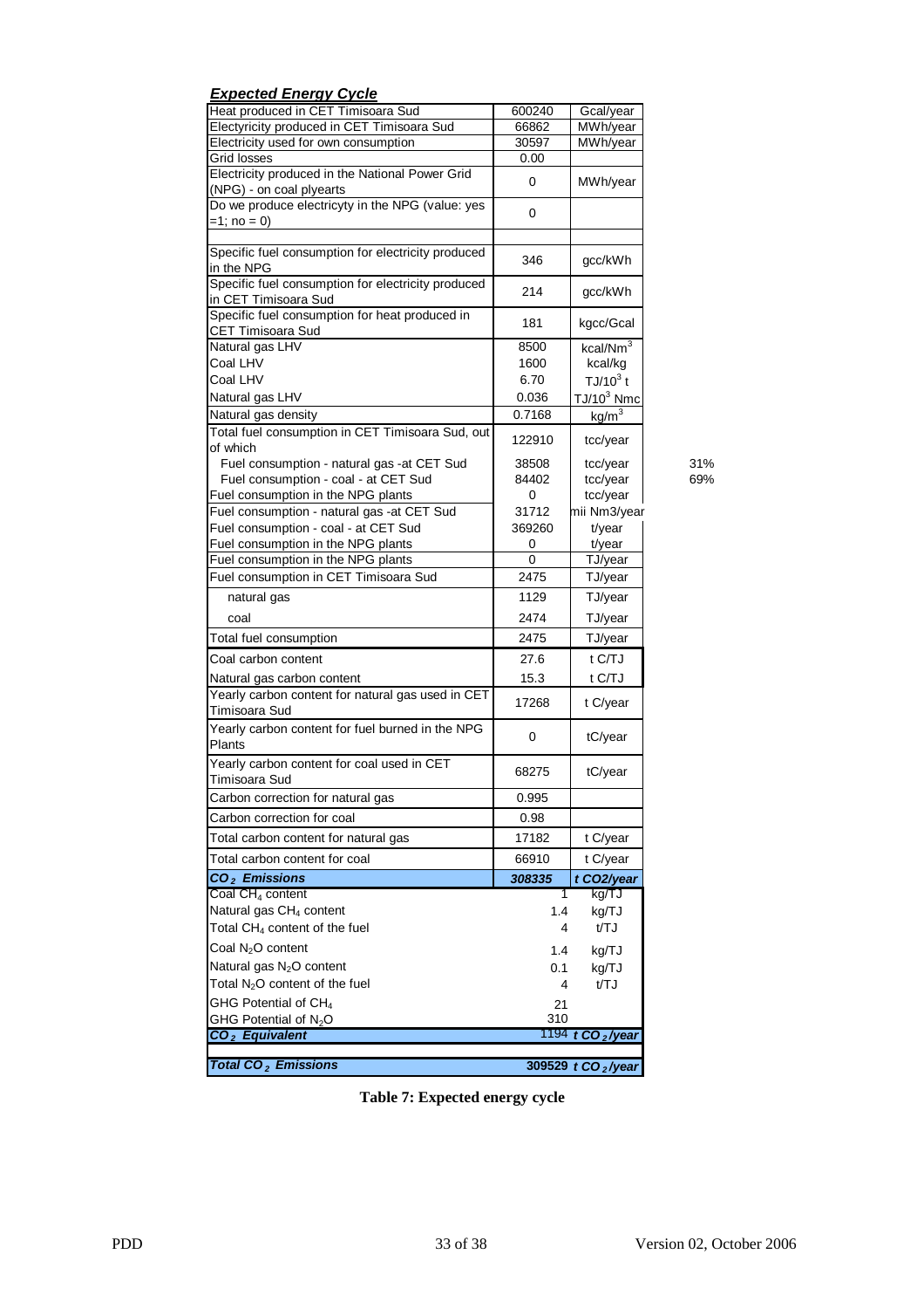***Expected Energy Cycle***

| | | | |
|---|---|---|---|
| Heat produced in CET Timisoara Sud | 600240 | Gcal/year | |
| Electyricity produced in CET Timisoara Sud | 66862 | MWh/year | |
| Electricity used for own consumption | 30597 | MWh/year | |
| Grid losses | 0.00 | | |
| Electricity produced in the National Power Grid (NPG) - on coal plyearts | 0 | MWh/year | |
| Do we produce electricyty in the NPG (value: yes =1; no = 0) | 0 | | |
| | | | |
| Specific fuel consumption for electricity produced in the NPG | 346 | gcc/kWh | |
| Specific fuel consumption for electricity produced in CET Timisoara Sud | 214 | gcc/kWh | |
| Specific fuel consumption for heat produced in CET Timisoara Sud | 181 | kgcc/Gcal | |
| Natural gas LHV | 8500 | kcal/Nm$^3$ | |
| Coal LHV | 1600 | kcal/kg | |
| Coal LHV | 6.70 | TJ/10$^3$ t | |
| Natural gas LHV | 0.036 | TJ/10$^3$ Nmc | |
| Natural gas density | 0.7168 | kg/m$^3$ | |
| Total fuel consumption in CET Timisoara Sud, out of which | 122910 | tcc/year | |
| Fuel consumption - natural gas -at CET Sud | 38508 | tcc/year | 31% |
| Fuel consumption - coal - at CET Sud | 84402 | tcc/year | 69% |
| Fuel consumption in the NPG plants | 0 | tcc/year | |
| Fuel consumption - natural gas -at CET Sud | 31712 | mii Nm3/year | |
| Fuel consumption - coal - at CET Sud | 369260 | t/year | |
| Fuel consumption in the NPG plants | 0 | t/year | |
| Fuel consumption in the NPG plants | 0 | TJ/year | |
| Fuel consumption in CET Timisoara Sud | 2475 | TJ/year | |
| natural gas | 1129 | TJ/year | |
| coal | 2474 | TJ/year | |
| Total fuel consumption | 2475 | TJ/year | |
| Coal carbon content | 27.6 | t C/TJ | |
| Natural gas carbon content | 15.3 | t C/TJ | |
| Yearly carbon content for natural gas used in CET Timisoara Sud | 17268 | t C/year | |
| Yearly carbon content for fuel burned in the NPG Plants | 0 | tC/year | |
| Yearly carbon content for coal used in CET Timisoara Sud | 68275 | tC/year | |
| Carbon correction for natural gas | 0.995 | | |
| Carbon correction for coal | 0.98 | | |
| Total carbon content for natural gas | 17182 | t C/year | |
| Total carbon content for coal | 66910 | t C/year | |
| ***$CO_2$ Emissions*** | ***308335*** | ***t CO2/year*** | |
| Coal $CH_4$ content | 1 | kg/TJ | |
| Natural gas $CH_4$ content | 1.4 | kg/TJ | |
| Total $CH_4$ content of the fuel | 4 | t/TJ | |
| Coal $N_2O$ content | 1.4 | kg/TJ | |
| Natural gas $N_2O$ content | 0.1 | kg/TJ | |
| Total $N_2O$ content of the fuel | 4 | t/TJ | |
| GHG Potential of $CH_4$ | 21 | | |
| GHG Potential of $N_2O$ | 310 | | |
| ***$CO_2$ Equivalent*** | 1194 | ***t $CO_2$/year*** | |
| | | | |
| ***Total $CO_2$ Emissions*** | **309529** | ***t $CO_2$/year*** | |

**Table 7: Expected energy cycle**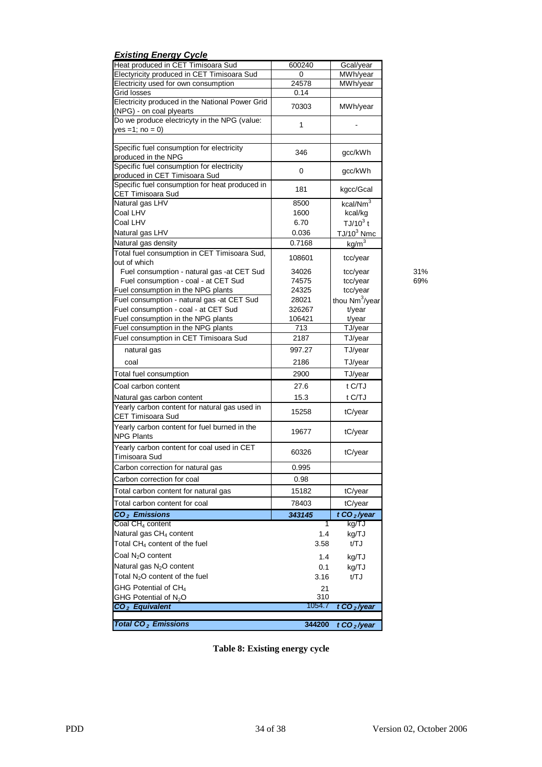***Existing Energy Cycle***

| | | | |
|---|---|---|---|
| Heat produced in CET Timisoara Sud | 600240 | Gcal/year | |
| Electyricity produced in CET Timisoara Sud | 0 | MWh/year | |
| Electricity used for own consumption | 24578 | MWh/year | |
| Grid losses | 0.14 | | |
| Electricity produced in the National Power Grid (NPG) - on coal plyearts | 70303 | MWh/year | |
| Do we produce electricyty in the NPG (value: yes =1; no = 0) | 1 | - | |
| | | | |
| Specific fuel consumption for electricity produced in the NPG | 346 | gcc/kWh | |
| Specific fuel consumption for electricity produced in CET Timisoara Sud | 0 | gcc/kWh | |
| Specific fuel consumption for heat produced in CET Timisoara Sud | 181 | kgcc/Gcal | |
| Natural gas LHV | 8500 | kcal/Nm$^3$ | |
| Coal LHV | 1600 | kcal/kg | |
| Coal LHV | 6.70 | TJ/10$^3$ t | |
| Natural gas LHV | 0.036 | TJ/10$^3$ Nmc | |
| Natural gas density | 0.7168 | kg/m$^3$ | |
| Total fuel consumption in CET Timisoara Sud, out of which | 108601 | tcc/year | |
| Fuel consumption - natural gas -at CET Sud | 34026 | tcc/year | 31% |
| Fuel consumption - coal - at CET Sud | 74575 | tcc/year | 69% |
| Fuel consumption in the NPG plants | 24325 | tcc/year | |
| Fuel consumption - natural gas -at CET Sud | 28021 | thou Nm$^3$/year | |
| Fuel consumption - coal - at CET Sud | 326267 | t/year | |
| Fuel consumption in the NPG plants | 106421 | t/year | |
| Fuel consumption in the NPG plants | 713 | TJ/year | |
| Fuel consumption in CET Timisoara Sud | 2187 | TJ/year | |
| natural gas | 997.27 | TJ/year | |
| coal | 2186 | TJ/year | |
| Total fuel consumption | 2900 | TJ/year | |
| Coal carbon content | 27.6 | t C/TJ | |
| Natural gas carbon content | 15.3 | t C/TJ | |
| Yearly carbon content for natural gas used in CET Timisoara Sud | 15258 | tC/year | |
| Yearly carbon content for fuel burned in the NPG Plants | 19677 | tC/year | |
| Yearly carbon content for coal used in CET Timisoara Sud | 60326 | tC/year | |
| Carbon correction for natural gas | 0.995 | | |
| Carbon correction for coal | 0.98 | | |
| Total carbon content for natural gas | 15182 | tC/year | |
| Total carbon content for coal | 78403 | tC/year | |
| ***$CO_2$ Emissions*** | ***343145*** | ***t $CO_2$/year*** | |
| Coal $CH_4$ content | 1 | kg/TJ | |
| Natural gas $CH_4$ content | 1.4 | kg/TJ | |
| Total $CH_4$ content of the fuel | 3.58 | t/TJ | |
| Coal $N_2O$ content | 1.4 | kg/TJ | |
| Natural gas $N_2O$ content | 0.1 | kg/TJ | |
| Total $N_2O$ content of the fuel | 3.16 | t/TJ | |
| GHG Potential of $CH_4$ | 21 | | |
| GHG Potential of $N_2O$ | 310 | | |
| ***$CO_2$ Equivalent*** | 1054.7 | ***t $CO_2$/year*** | |
| | | | |
| ***Total $CO_2$ Emissions*** | **344200** | ***t $CO_2$/year*** | |

**Table 8: Existing energy cycle**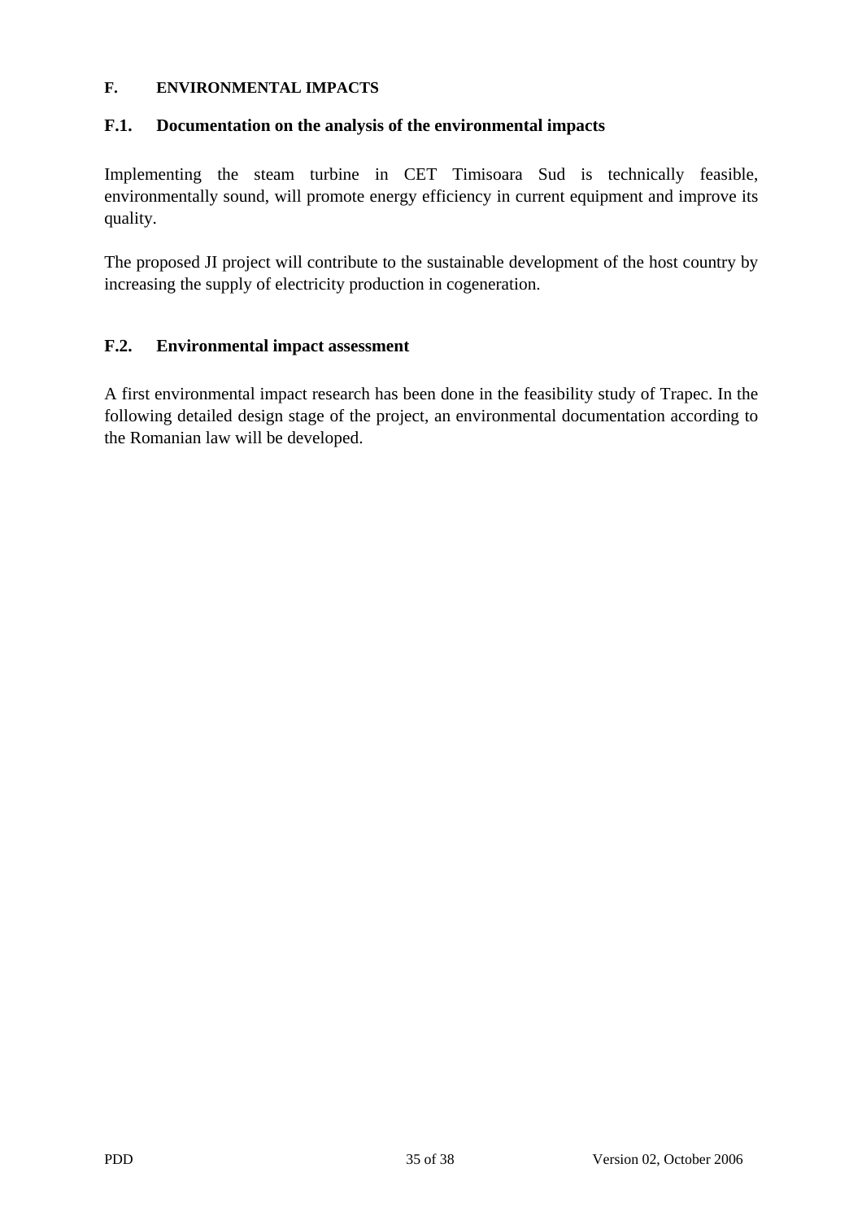## F. ENVIRONMENTAL IMPACTS

### F.1. Documentation on the analysis of the environmental impacts

Implementing the steam turbine in CET Timisoara Sud is technically feasible, environmentally sound, will promote energy efficiency in current equipment and improve its quality.

The proposed JI project will contribute to the sustainable development of the host country by increasing the supply of electricity production in cogeneration.

### F.2. Environmental impact assessment

A first environmental impact research has been done in the feasibility study of Trapec. In the following detailed design stage of the project, an environmental documentation according to the Romanian law will be developed.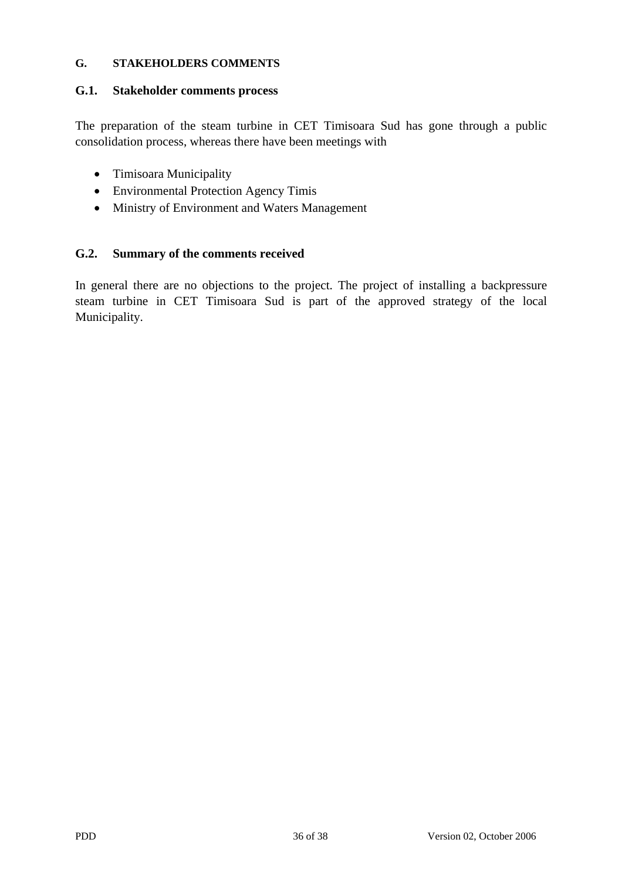## G. STAKEHOLDERS COMMENTS

### G.1. Stakeholder comments process

The preparation of the steam turbine in CET Timisoara Sud has gone through a public consolidation process, whereas there have been meetings with

- Timisoara Municipality
- Environmental Protection Agency Timis
- Ministry of Environment and Waters Management

### G.2. Summary of the comments received

In general there are no objections to the project. The project of installing a backpressure steam turbine in CET Timisoara Sud is part of the approved strategy of the local Municipality.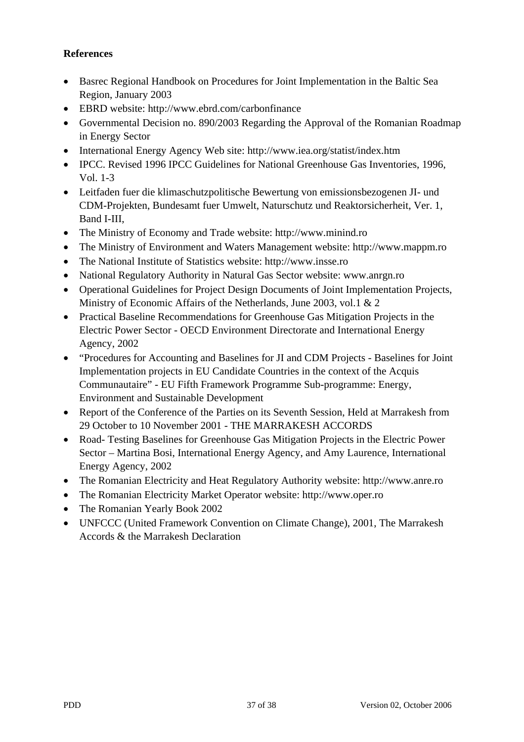**References**

- Basrec Regional Handbook on Procedures for Joint Implementation in the Baltic Sea Region, January 2003
- EBRD website: http://www.ebrd.com/carbonfinance
- Governmental Decision no. 890/2003 Regarding the Approval of the Romanian Roadmap in Energy Sector
- International Energy Agency Web site: http://www.iea.org/statist/index.htm
- IPCC. Revised 1996 IPCC Guidelines for National Greenhouse Gas Inventories, 1996, Vol. 1-3
- Leitfaden fuer die klimaschutzpolitische Bewertung von emissionsbezogenen JI- und CDM-Projekten, Bundesamt fuer Umwelt, Naturschutz und Reaktorsicherheit, Ver. 1, Band I-III,
- The Ministry of Economy and Trade website: http://www.minind.ro
- The Ministry of Environment and Waters Management website: http://www.mappm.ro
- The National Institute of Statistics website: http://www.insse.ro
- National Regulatory Authority in Natural Gas Sector website: www.anrgn.ro
- Operational Guidelines for Project Design Documents of Joint Implementation Projects, Ministry of Economic Affairs of the Netherlands, June 2003, vol.1 & 2
- Practical Baseline Recommendations for Greenhouse Gas Mitigation Projects in the Electric Power Sector - OECD Environment Directorate and International Energy Agency, 2002
- "Procedures for Accounting and Baselines for JI and CDM Projects - Baselines for Joint Implementation projects in EU Candidate Countries in the context of the Acquis Communautaire" - EU Fifth Framework Programme Sub-programme: Energy, Environment and Sustainable Development
- Report of the Conference of the Parties on its Seventh Session, Held at Marrakesh from 29 October to 10 November 2001 - THE MARRAKESH ACCORDS
- Road- Testing Baselines for Greenhouse Gas Mitigation Projects in the Electric Power Sector – Martina Bosi, International Energy Agency, and Amy Laurence, International Energy Agency, 2002
- The Romanian Electricity and Heat Regulatory Authority website: http://www.anre.ro
- The Romanian Electricity Market Operator website: http://www.oper.ro
- The Romanian Yearly Book 2002
- UNFCCC (United Framework Convention on Climate Change), 2001, The Marrakesh Accords & the Marrakesh Declaration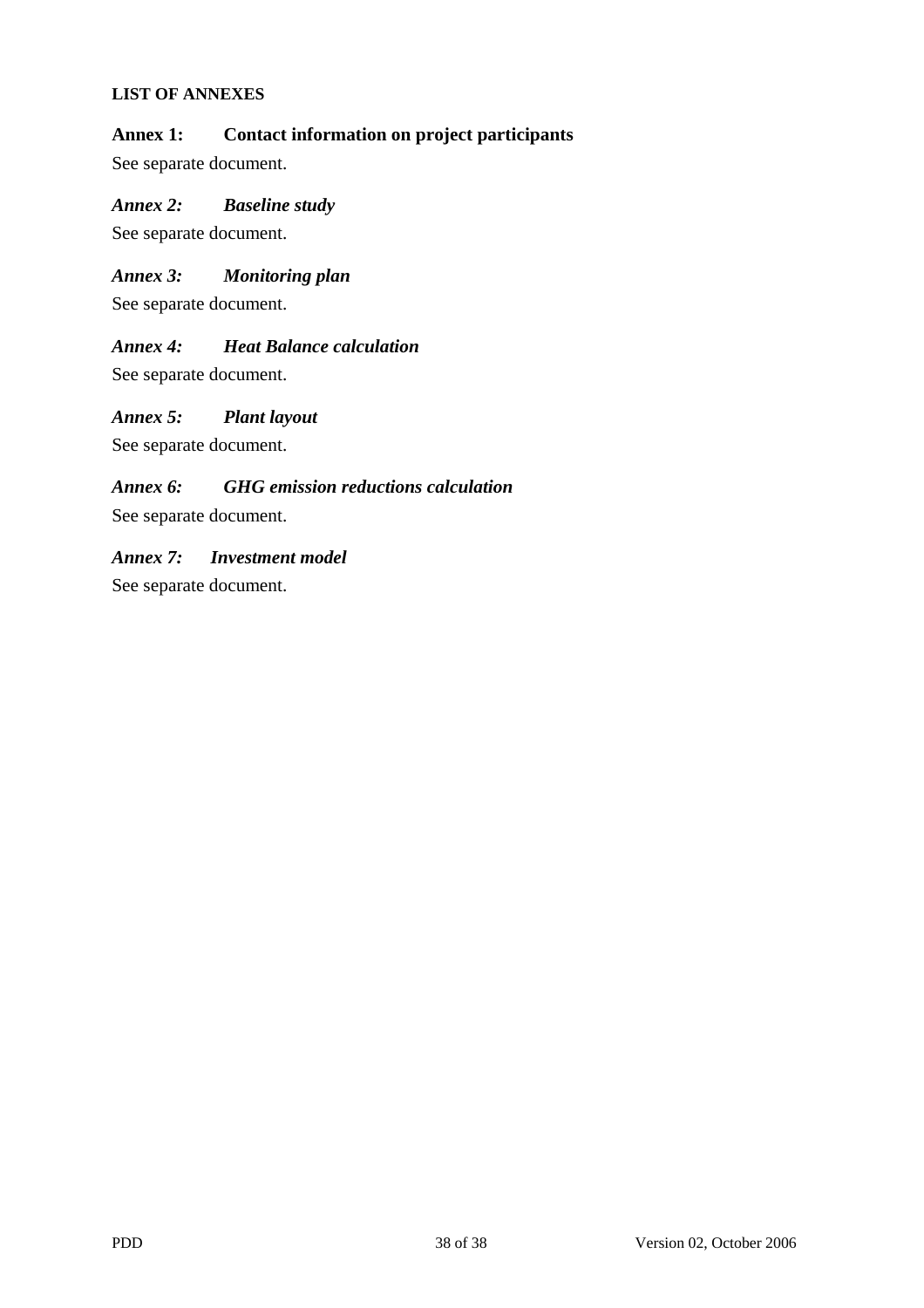**LIST OF ANNEXES**

**Annex 1: Contact information on project participants**

See separate document.

***Annex 2: Baseline study***

See separate document.

***Annex 3: Monitoring plan***

See separate document.

***Annex 4: Heat Balance calculation***

See separate document.

***Annex 5: Plant layout***

See separate document.

***Annex 6: GHG emission reductions calculation***

See separate document.

***Annex 7: Investment model***

See separate document.